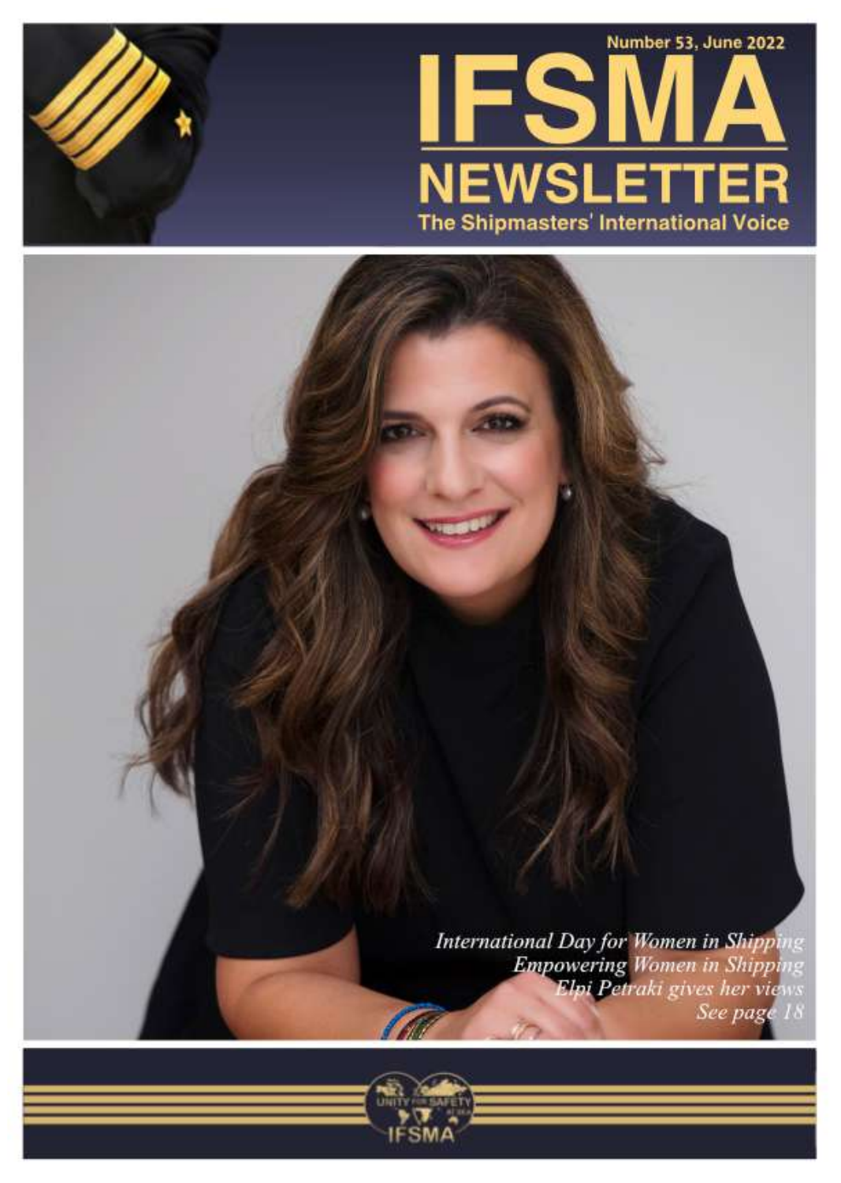Number 53, June 2022

# IFSMA NEWSLETTER

**The Shipmasters' International Voice**

*International Day for Women in Shipping*
*Empowering Women in Shipping*
*Elpi Petraki gives her views*
*See page 18*

UNITY FOR SAFETY AT SEA

IFSMA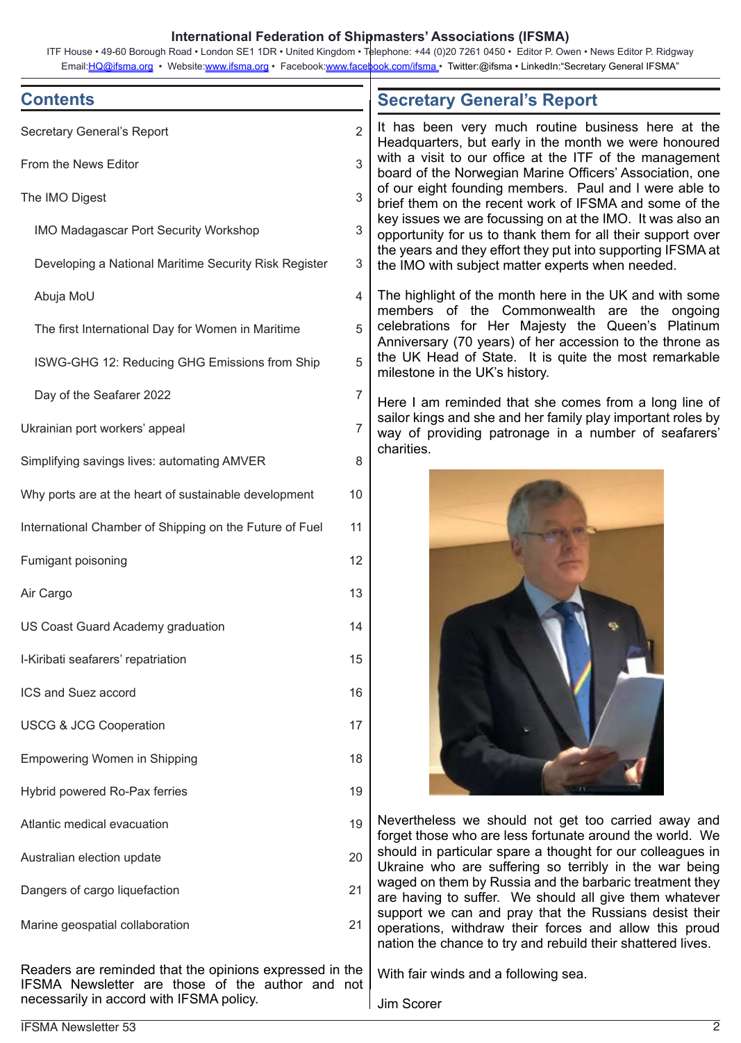**International Federation of Shipmasters' Associations (IFSMA)**

ITF House • 49-60 Borough Road • London SE1 1DR • United Kingdom • Telephone: +44 (0)20 7261 0450 • Editor P. Owen • News Editor P. Ridgway
Email:HQ@ifsma.org • Website:www.ifsma.org • Facebook:www.facebook.com/ifsma • Twitter:@ifsma • LinkedIn:"Secretary General IFSMA"

## Contents

| | |
|---|---|
| Secretary General's Report | 2 |
| From the News Editor | 3 |
| The IMO Digest | 3 |
| IMO Madagascar Port Security Workshop | 3 |
| Developing a National Maritime Security Risk Register | 3 |
| Abuja MoU | 4 |
| The first International Day for Women in Maritime | 5 |
| ISWG-GHG 12: Reducing GHG Emissions from Ship | 5 |
| Day of the Seafarer 2022 | 7 |
| Ukrainian port workers' appeal | 7 |
| Simplifying savings lives: automating AMVER | 8 |
| Why ports are at the heart of sustainable development | 10 |
| International Chamber of Shipping on the Future of Fuel | 11 |
| Fumigant poisoning | 12 |
| Air Cargo | 13 |
| US Coast Guard Academy graduation | 14 |
| I-Kiribati seafarers' repatriation | 15 |
| ICS and Suez accord | 16 |
| USCG & JCG Cooperation | 17 |
| Empowering Women in Shipping | 18 |
| Hybrid powered Ro-Pax ferries | 19 |
| Atlantic medical evacuation | 19 |
| Australian election update | 20 |
| Dangers of cargo liquefaction | 21 |
| Marine geospatial collaboration | 21 |

Readers are reminded that the opinions expressed in the IFSMA Newsletter are those of the author and not necessarily in accord with IFSMA policy.

## Secretary General's Report

It has been very much routine business here at the Headquarters, but early in the month we were honoured with a visit to our office at the ITF of the management board of the Norwegian Marine Officers' Association, one of our eight founding members. Paul and I were able to brief them on the recent work of IFSMA and some of the key issues we are focussing on at the IMO. It was also an opportunity for us to thank them for all their support over the years and they effort they put into supporting IFSMA at the IMO with subject matter experts when needed.

The highlight of the month here in the UK and with some members of the Commonwealth are the ongoing celebrations for Her Majesty the Queen's Platinum Anniversary (70 years) of her accession to the throne as the UK Head of State. It is quite the most remarkable milestone in the UK's history.

Here I am reminded that she comes from a long line of sailor kings and she and her family play important roles by way of providing patronage in a number of seafarers' charities.

Nevertheless we should not get too carried away and forget those who are less fortunate around the world. We should in particular spare a thought for our colleagues in Ukraine who are suffering so terribly in the war being waged on them by Russia and the barbaric treatment they are having to suffer. We should all give them whatever support we can and pray that the Russians desist their operations, withdraw their forces and allow this proud nation the chance to try and rebuild their shattered lives.

With fair winds and a following sea.

Jim Scorer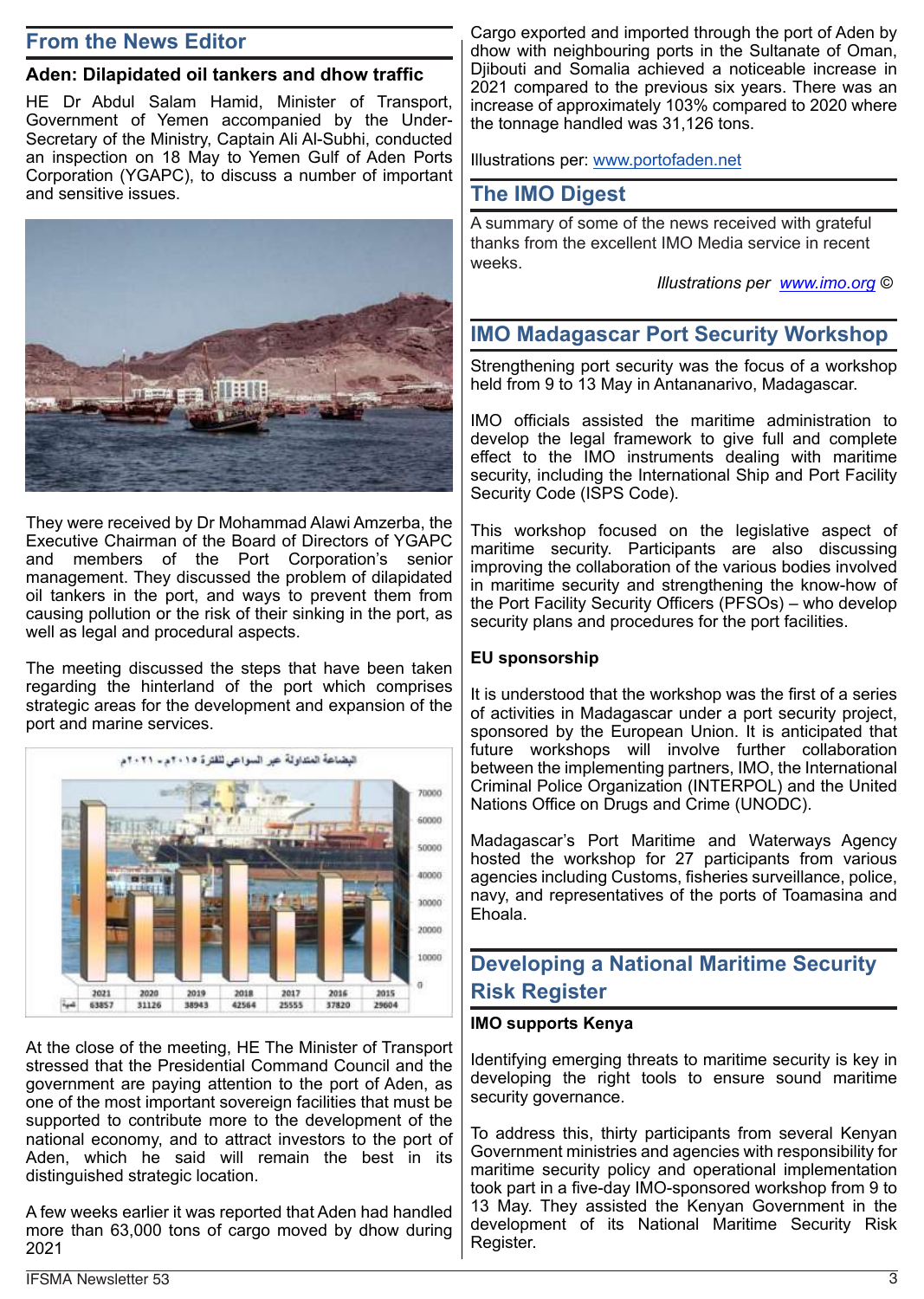## From the News Editor

### Aden: Dilapidated oil tankers and dhow traffic

HE Dr Abdul Salam Hamid, Minister of Transport, Government of Yemen accompanied by the Under-Secretary of the Ministry, Captain Ali Al-Subhi, conducted an inspection on 18 May to Yemen Gulf of Aden Ports Corporation (YGAPC), to discuss a number of important and sensitive issues.

They were received by Dr Mohammad Alawi Amzerba, the Executive Chairman of the Board of Directors of YGAPC and members of the Port Corporation's senior management. They discussed the problem of dilapidated oil tankers in the port, and ways to prevent them from causing pollution or the risk of their sinking in the port, as well as legal and procedural aspects.

The meeting discussed the steps that have been taken regarding the hinterland of the port which comprises strategic areas for the development and expansion of the port and marine services.

البضاعة المتداولة عبر السواحي للفترة ٢٠١٥م - ٢٠٢١م

| 2021 | 2020 | 2019 | 2018 | 2017 | 2016 | 2015 |
|---|---|---|---|---|---|---|
| 63857 | 31126 | 38943 | 42564 | 25555 | 37820 | 29604 |

At the close of the meeting, HE The Minister of Transport stressed that the Presidential Command Council and the government are paying attention to the port of Aden, as one of the most important sovereign facilities that must be supported to contribute more to the development of the national economy, and to attract investors to the port of Aden, which he said will remain the best in its distinguished strategic location.

A few weeks earlier it was reported that Aden had handled more than 63,000 tons of cargo moved by dhow during 2021

Cargo exported and imported through the port of Aden by dhow with neighbouring ports in the Sultanate of Oman, Djibouti and Somalia achieved a noticeable increase in 2021 compared to the previous six years. There was an increase of approximately 103% compared to 2020 where the tonnage handled was 31,126 tons.

Illustrations per: www.portofaden.net

## The IMO Digest

A summary of some of the news received with grateful thanks from the excellent IMO Media service in recent weeks.

*Illustrations per www.imo.org* ©

## IMO Madagascar Port Security Workshop

Strengthening port security was the focus of a workshop held from 9 to 13 May in Antananarivo, Madagascar.

IMO officials assisted the maritime administration to develop the legal framework to give full and complete effect to the IMO instruments dealing with maritime security, including the International Ship and Port Facility Security Code (ISPS Code).

This workshop focused on the legislative aspect of maritime security. Participants are also discussing improving the collaboration of the various bodies involved in maritime security and strengthening the know-how of the Port Facility Security Officers (PFSOs) – who develop security plans and procedures for the port facilities.

**EU sponsorship**

It is understood that the workshop was the first of a series of activities in Madagascar under a port security project, sponsored by the European Union. It is anticipated that future workshops will involve further collaboration between the implementing partners, IMO, the International Criminal Police Organization (INTERPOL) and the United Nations Office on Drugs and Crime (UNODC).

Madagascar's Port Maritime and Waterways Agency hosted the workshop for 27 participants from various agencies including Customs, fisheries surveillance, police, navy, and representatives of the ports of Toamasina and Ehoala.

## Developing a National Maritime Security Risk Register

**IMO supports Kenya**

Identifying emerging threats to maritime security is key in developing the right tools to ensure sound maritime security governance.

To address this, thirty participants from several Kenyan Government ministries and agencies with responsibility for maritime security policy and operational implementation took part in a five-day IMO-sponsored workshop from 9 to 13 May. They assisted the Kenyan Government in the development of its National Maritime Security Risk Register.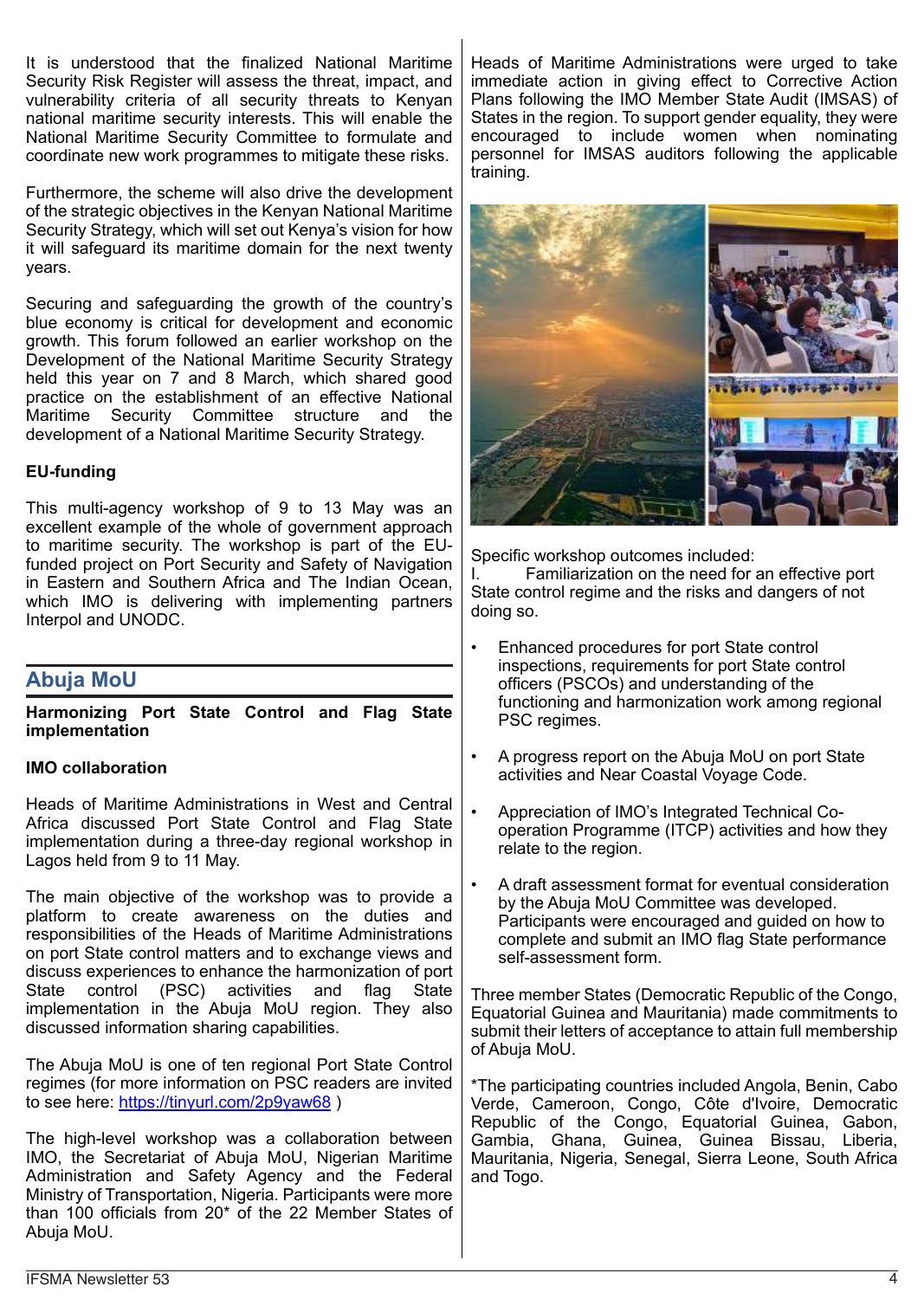It is understood that the finalized National Maritime Security Risk Register will assess the threat, impact, and vulnerability criteria of all security threats to Kenyan national maritime security interests. This will enable the National Maritime Security Committee to formulate and coordinate new work programmes to mitigate these risks.

Furthermore, the scheme will also drive the development of the strategic objectives in the Kenyan National Maritime Security Strategy, which will set out Kenya's vision for how it will safeguard its maritime domain for the next twenty years.

Securing and safeguarding the growth of the country's blue economy is critical for development and economic growth. This forum followed an earlier workshop on the Development of the National Maritime Security Strategy held this year on 7 and 8 March, which shared good practice on the establishment of an effective National Maritime Security Committee structure and the development of a National Maritime Security Strategy.

**EU-funding**

This multi-agency workshop of 9 to 13 May was an excellent example of the whole of government approach to maritime security. The workshop is part of the EU-funded project on Port Security and Safety of Navigation in Eastern and Southern Africa and The Indian Ocean, which IMO is delivering with implementing partners Interpol and UNODC.

## Abuja MoU

**Harmonizing Port State Control and Flag State implementation**

**IMO collaboration**

Heads of Maritime Administrations in West and Central Africa discussed Port State Control and Flag State implementation during a three-day regional workshop in Lagos held from 9 to 11 May.

The main objective of the workshop was to provide a platform to create awareness on the duties and responsibilities of the Heads of Maritime Administrations on port State control matters and to exchange views and discuss experiences to enhance the harmonization of port State control (PSC) activities and flag State implementation in the Abuja MoU region. They also discussed information sharing capabilities.

The Abuja MoU is one of ten regional Port State Control regimes (for more information on PSC readers are invited to see here: https://tinyurl.com/2p9yaw68 )

The high-level workshop was a collaboration between IMO, the Secretariat of Abuja MoU, Nigerian Maritime Administration and Safety Agency and the Federal Ministry of Transportation, Nigeria. Participants were more than 100 officials from 20* of the 22 Member States of Abuja MoU.

Heads of Maritime Administrations were urged to take immediate action in giving effect to Corrective Action Plans following the IMO Member State Audit (IMSAS) of States in the region. To support gender equality, they were encouraged to include women when nominating personnel for IMSAS auditors following the applicable training.

Specific workshop outcomes included:

I. Familiarization on the need for an effective port State control regime and the risks and dangers of not doing so.

- Enhanced procedures for port State control inspections, requirements for port State control officers (PSCOs) and understanding of the functioning and harmonization work among regional PSC regimes.
- A progress report on the Abuja MoU on port State activities and Near Coastal Voyage Code.
- Appreciation of IMO's Integrated Technical Co-operation Programme (ITCP) activities and how they relate to the region.
- A draft assessment format for eventual consideration by the Abuja MoU Committee was developed. Participants were encouraged and guided on how to complete and submit an IMO flag State performance self-assessment form.

Three member States (Democratic Republic of the Congo, Equatorial Guinea and Mauritania) made commitments to submit their letters of acceptance to attain full membership of Abuja MoU.

*The participating countries included Angola, Benin, Cabo Verde, Cameroon, Congo, Côte d'Ivoire, Democratic Republic of the Congo, Equatorial Guinea, Gabon, Gambia, Ghana, Guinea, Guinea Bissau, Liberia, Mauritania, Nigeria, Senegal, Sierra Leone, South Africa and Togo.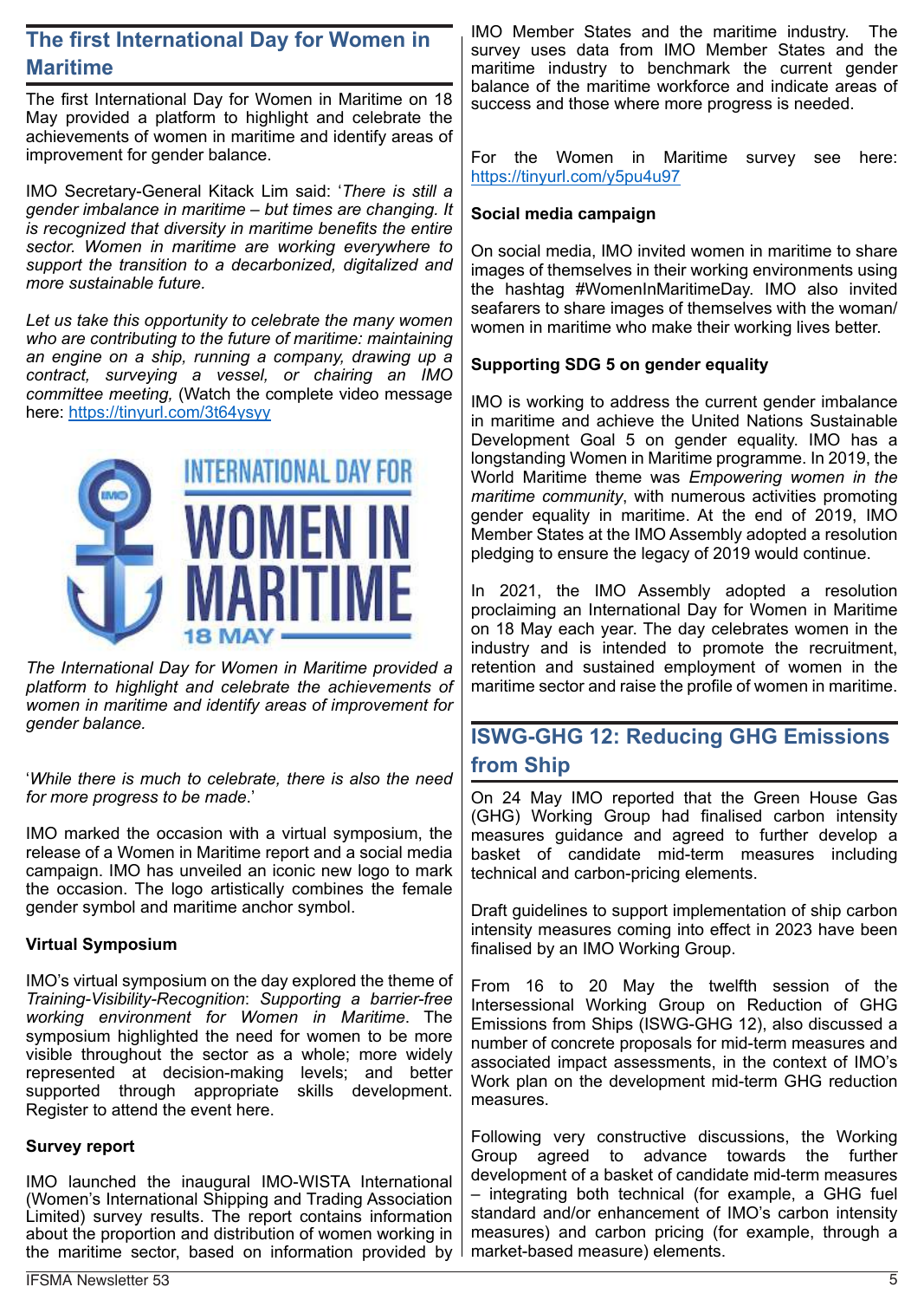## The first International Day for Women in Maritime

The first International Day for Women in Maritime on 18 May provided a platform to highlight and celebrate the achievements of women in maritime and identify areas of improvement for gender balance.

IMO Secretary-General Kitack Lim said: '*There is still a gender imbalance in maritime – but times are changing. It is recognized that diversity in maritime benefits the entire sector. Women in maritime are working everywhere to support the transition to a decarbonized, digitalized and more sustainable future.*

*Let us take this opportunity to celebrate the many women who are contributing to the future of maritime: maintaining an engine on a ship, running a company, drawing up a contract, surveying a vessel, or chairing an IMO committee meeting,* (Watch the complete video message here: https://tinyurl.com/3t64ysyy

*The International Day for Women in Maritime provided a platform to highlight and celebrate the achievements of women in maritime and identify areas of improvement for gender balance.*

'*While there is much to celebrate, there is also the need for more progress to be made*.'

IMO marked the occasion with a virtual symposium, the release of a Women in Maritime report and a social media campaign. IMO has unveiled an iconic new logo to mark the occasion. The logo artistically combines the female gender symbol and maritime anchor symbol.

### Virtual Symposium

IMO's virtual symposium on the day explored the theme of *Training-Visibility-Recognition*: *Supporting a barrier-free working environment for Women in Maritime*. The symposium highlighted the need for women to be more visible throughout the sector as a whole; more widely represented at decision-making levels; and better supported through appropriate skills development. Register to attend the event here.

### Survey report

IMO launched the inaugural IMO-WISTA International (Women's International Shipping and Trading Association Limited) survey results. The report contains information about the proportion and distribution of women working in the maritime sector, based on information provided by IMO Member States and the maritime industry. The survey uses data from IMO Member States and the maritime industry to benchmark the current gender balance of the maritime workforce and indicate areas of success and those where more progress is needed.

For the Women in Maritime survey see here: https://tinyurl.com/y5pu4u97

### Social media campaign

On social media, IMO invited women in maritime to share images of themselves in their working environments using the hashtag #WomenInMaritimeDay. IMO also invited seafarers to share images of themselves with the woman/ women in maritime who make their working lives better.

### Supporting SDG 5 on gender equality

IMO is working to address the current gender imbalance in maritime and achieve the United Nations Sustainable Development Goal 5 on gender equality. IMO has a longstanding Women in Maritime programme. In 2019, the World Maritime theme was *Empowering women in the maritime community*, with numerous activities promoting gender equality in maritime. At the end of 2019, IMO Member States at the IMO Assembly adopted a resolution pledging to ensure the legacy of 2019 would continue.

In 2021, the IMO Assembly adopted a resolution proclaiming an International Day for Women in Maritime on 18 May each year. The day celebrates women in the industry and is intended to promote the recruitment, retention and sustained employment of women in the maritime sector and raise the profile of women in maritime.

## ISWG-GHG 12: Reducing GHG Emissions from Ship

On 24 May IMO reported that the Green House Gas (GHG) Working Group had finalised carbon intensity measures guidance and agreed to further develop a basket of candidate mid-term measures including technical and carbon-pricing elements.

Draft guidelines to support implementation of ship carbon intensity measures coming into effect in 2023 have been finalised by an IMO Working Group.

From 16 to 20 May the twelfth session of the Intersessional Working Group on Reduction of GHG Emissions from Ships (ISWG-GHG 12), also discussed a number of concrete proposals for mid-term measures and associated impact assessments, in the context of IMO's Work plan on the development mid-term GHG reduction measures.

Following very constructive discussions, the Working Group agreed to advance towards the further development of a basket of candidate mid-term measures – integrating both technical (for example, a GHG fuel standard and/or enhancement of IMO's carbon intensity measures) and carbon pricing (for example, through a market-based measure) elements.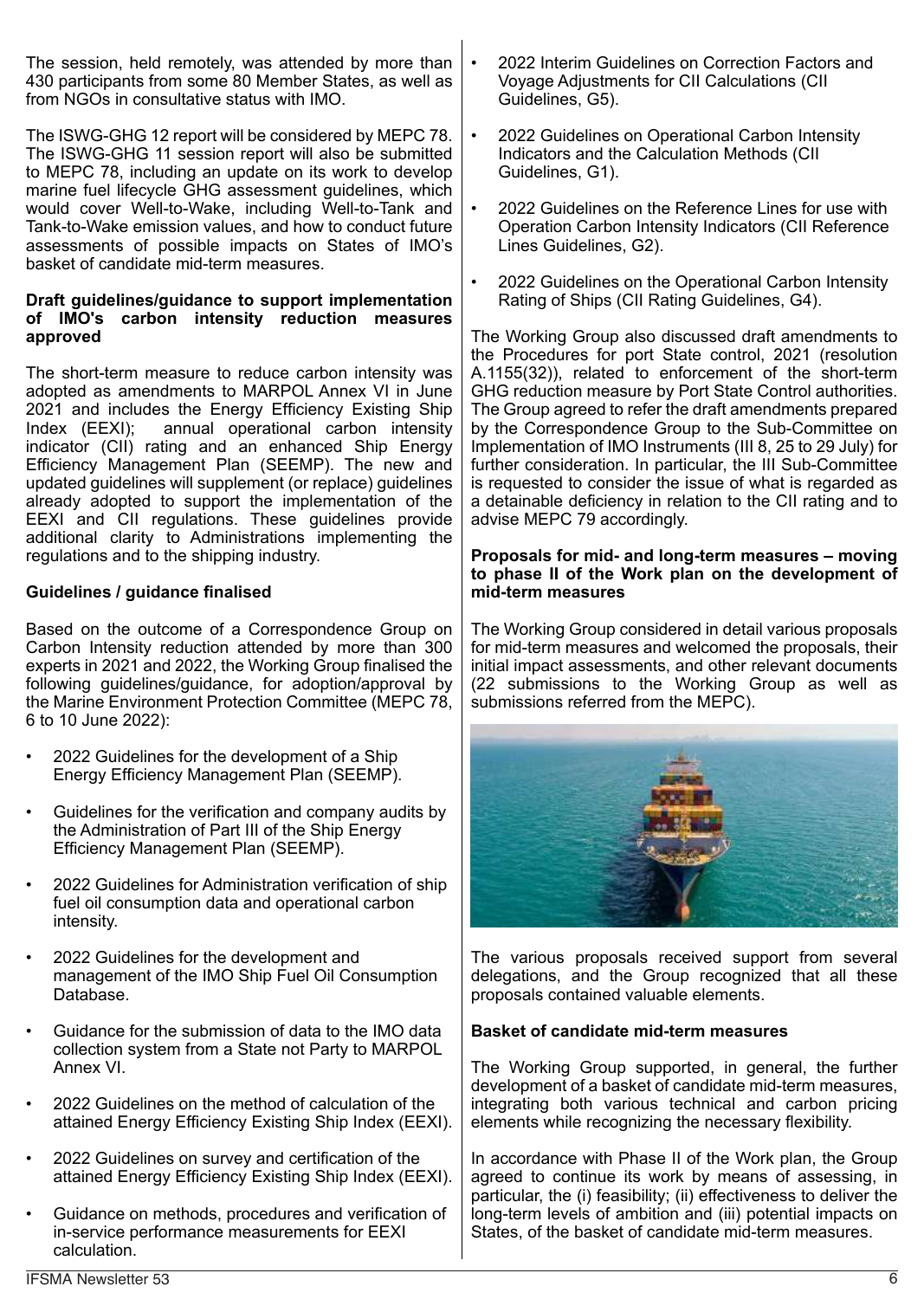The session, held remotely, was attended by more than 430 participants from some 80 Member States, as well as from NGOs in consultative status with IMO.

The ISWG-GHG 12 report will be considered by MEPC 78. The ISWG-GHG 11 session report will also be submitted to MEPC 78, including an update on its work to develop marine fuel lifecycle GHG assessment guidelines, which would cover Well-to-Wake, including Well-to-Tank and Tank-to-Wake emission values, and how to conduct future assessments of possible impacts on States of IMO's basket of candidate mid-term measures.

**Draft guidelines/guidance to support implementation of IMO's carbon intensity reduction measures approved**

The short-term measure to reduce carbon intensity was adopted as amendments to MARPOL Annex VI in June 2021 and includes the Energy Efficiency Existing Ship Index (EEXI); annual operational carbon intensity indicator (CII) rating and an enhanced Ship Energy Efficiency Management Plan (SEEMP). The new and updated guidelines will supplement (or replace) guidelines already adopted to support the implementation of the EEXI and CII regulations. These guidelines provide additional clarity to Administrations implementing the regulations and to the shipping industry.

**Guidelines / guidance finalised**

Based on the outcome of a Correspondence Group on Carbon Intensity reduction attended by more than 300 experts in 2021 and 2022, the Working Group finalised the following guidelines/guidance, for adoption/approval by the Marine Environment Protection Committee (MEPC 78, 6 to 10 June 2022):

- 2022 Guidelines for the development of a Ship Energy Efficiency Management Plan (SEEMP).
- Guidelines for the verification and company audits by the Administration of Part III of the Ship Energy Efficiency Management Plan (SEEMP).
- 2022 Guidelines for Administration verification of ship fuel oil consumption data and operational carbon intensity.
- 2022 Guidelines for the development and management of the IMO Ship Fuel Oil Consumption Database.
- Guidance for the submission of data to the IMO data collection system from a State not Party to MARPOL Annex VI.
- 2022 Guidelines on the method of calculation of the attained Energy Efficiency Existing Ship Index (EEXI).
- 2022 Guidelines on survey and certification of the attained Energy Efficiency Existing Ship Index (EEXI).
- Guidance on methods, procedures and verification of in-service performance measurements for EEXI calculation.
- 2022 Interim Guidelines on Correction Factors and Voyage Adjustments for CII Calculations (CII Guidelines, G5).
- 2022 Guidelines on Operational Carbon Intensity Indicators and the Calculation Methods (CII Guidelines, G1).
- 2022 Guidelines on the Reference Lines for use with Operation Carbon Intensity Indicators (CII Reference Lines Guidelines, G2).
- 2022 Guidelines on the Operational Carbon Intensity Rating of Ships (CII Rating Guidelines, G4).

The Working Group also discussed draft amendments to the Procedures for port State control, 2021 (resolution A.1155(32)), related to enforcement of the short-term GHG reduction measure by Port State Control authorities. The Group agreed to refer the draft amendments prepared by the Correspondence Group to the Sub-Committee on Implementation of IMO Instruments (III 8, 25 to 29 July) for further consideration. In particular, the III Sub-Committee is requested to consider the issue of what is regarded as a detainable deficiency in relation to the CII rating and to advise MEPC 79 accordingly.

**Proposals for mid- and long-term measures – moving to phase II of the Work plan on the development of mid-term measures**

The Working Group considered in detail various proposals for mid-term measures and welcomed the proposals, their initial impact assessments, and other relevant documents (22 submissions to the Working Group as well as submissions referred from the MEPC).

The various proposals received support from several delegations, and the Group recognized that all these proposals contained valuable elements.

**Basket of candidate mid-term measures**

The Working Group supported, in general, the further development of a basket of candidate mid-term measures, integrating both various technical and carbon pricing elements while recognizing the necessary flexibility.

In accordance with Phase II of the Work plan, the Group agreed to continue its work by means of assessing, in particular, the (i) feasibility; (ii) effectiveness to deliver the long-term levels of ambition and (iii) potential impacts on States, of the basket of candidate mid-term measures.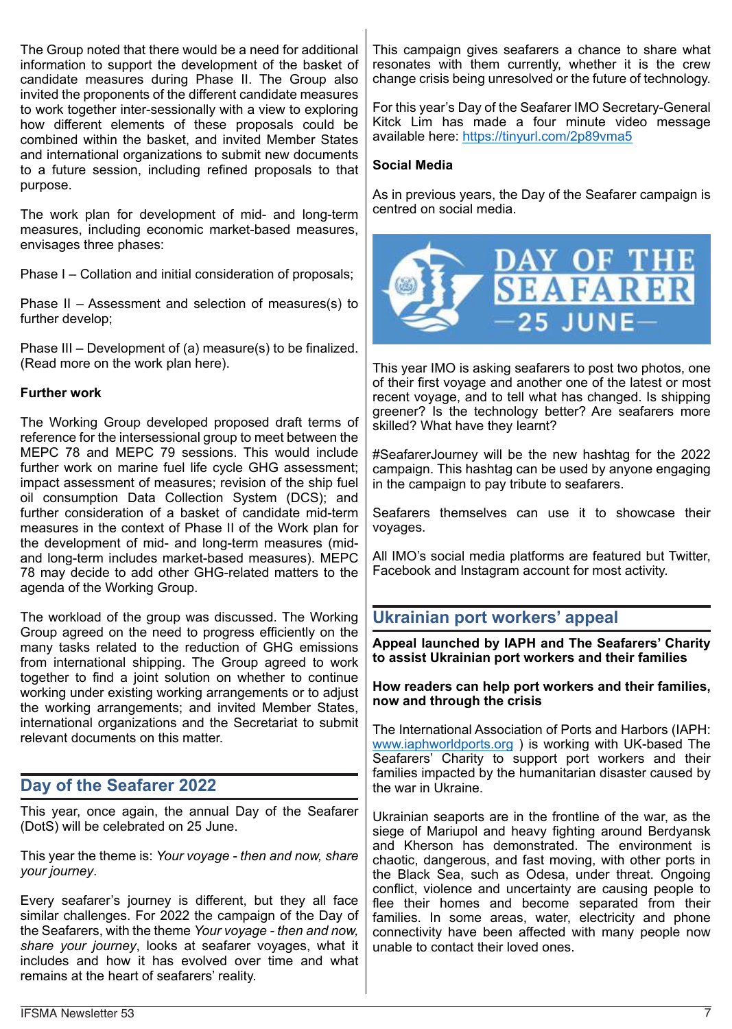The Group noted that there would be a need for additional information to support the development of the basket of candidate measures during Phase II. The Group also invited the proponents of the different candidate measures to work together inter-sessionally with a view to exploring how different elements of these proposals could be combined within the basket, and invited Member States and international organizations to submit new documents to a future session, including refined proposals to that purpose.

The work plan for development of mid- and long-term measures, including economic market-based measures, envisages three phases:

Phase I – Collation and initial consideration of proposals;

Phase II – Assessment and selection of measures(s) to further develop;

Phase III – Development of (a) measure(s) to be finalized. (Read more on the work plan here).

**Further work**

The Working Group developed proposed draft terms of reference for the intersessional group to meet between the MEPC 78 and MEPC 79 sessions. This would include further work on marine fuel life cycle GHG assessment; impact assessment of measures; revision of the ship fuel oil consumption Data Collection System (DCS); and further consideration of a basket of candidate mid-term measures in the context of Phase II of the Work plan for the development of mid- and long-term measures (mid- and long-term includes market-based measures). MEPC 78 may decide to add other GHG-related matters to the agenda of the Working Group.

The workload of the group was discussed. The Working Group agreed on the need to progress efficiently on the many tasks related to the reduction of GHG emissions from international shipping. The Group agreed to work together to find a joint solution on whether to continue working under existing working arrangements or to adjust the working arrangements; and invited Member States, international organizations and the Secretariat to submit relevant documents on this matter.

## Day of the Seafarer 2022

This year, once again, the annual Day of the Seafarer (DotS) will be celebrated on 25 June.

This year the theme is: *Your voyage - then and now, share your journey*.

Every seafarer's journey is different, but they all face similar challenges. For 2022 the campaign of the Day of the Seafarers, with the theme *Your voyage - then and now, share your journey*, looks at seafarer voyages, what it includes and how it has evolved over time and what remains at the heart of seafarers' reality.

This campaign gives seafarers a chance to share what resonates with them currently, whether it is the crew change crisis being unresolved or the future of technology.

For this year's Day of the Seafarer IMO Secretary-General Kitck Lim has made a four minute video message available here: https://tinyurl.com/2p89vma5

**Social Media**

As in previous years, the Day of the Seafarer campaign is centred on social media.

DAY OF THE SEAFARER —25 JUNE—

This year IMO is asking seafarers to post two photos, one of their first voyage and another one of the latest or most recent voyage, and to tell what has changed. Is shipping greener? Is the technology better? Are seafarers more skilled? What have they learnt?

#SeafarerJourney will be the new hashtag for the 2022 campaign. This hashtag can be used by anyone engaging in the campaign to pay tribute to seafarers.

Seafarers themselves can use it to showcase their voyages.

All IMO's social media platforms are featured but Twitter, Facebook and Instagram account for most activity.

## Ukrainian port workers' appeal

**Appeal launched by IAPH and The Seafarers' Charity to assist Ukrainian port workers and their families**

**How readers can help port workers and their families, now and through the crisis**

The International Association of Ports and Harbors (IAPH: www.iaphworldports.org ) is working with UK-based The Seafarers' Charity to support port workers and their families impacted by the humanitarian disaster caused by the war in Ukraine.

Ukrainian seaports are in the frontline of the war, as the siege of Mariupol and heavy fighting around Berdyansk and Kherson has demonstrated. The environment is chaotic, dangerous, and fast moving, with other ports in the Black Sea, such as Odesa, under threat. Ongoing conflict, violence and uncertainty are causing people to flee their homes and become separated from their families. In some areas, water, electricity and phone connectivity have been affected with many people now unable to contact their loved ones.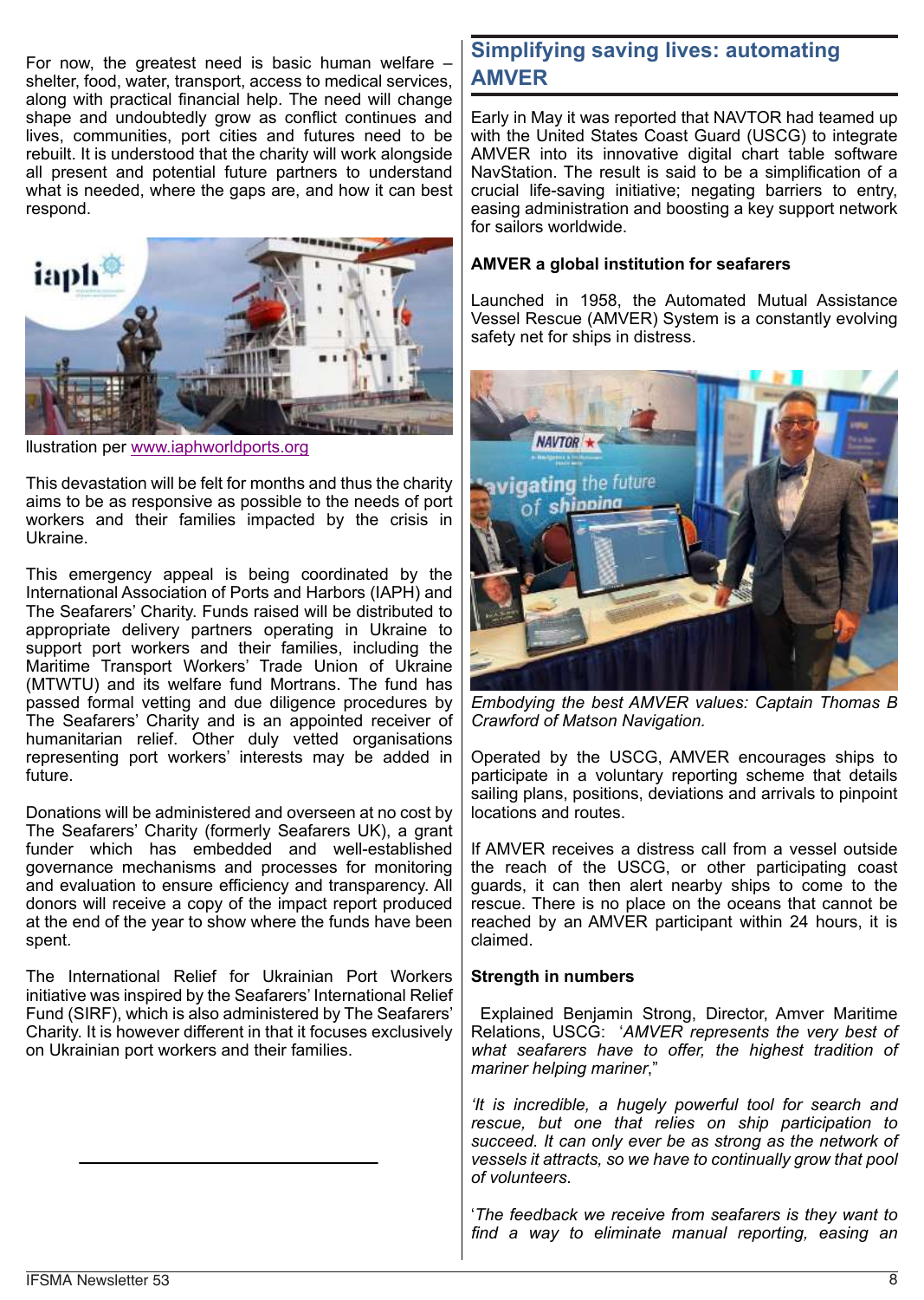For now, the greatest need is basic human welfare – shelter, food, water, transport, access to medical services, along with practical financial help. The need will change shape and undoubtedly grow as conflict continues and lives, communities, port cities and futures need to be rebuilt. It is understood that the charity will work alongside all present and potential future partners to understand what is needed, where the gaps are, and how it can best respond.

Ilustration per www.iaphworldports.org

This devastation will be felt for months and thus the charity aims to be as responsive as possible to the needs of port workers and their families impacted by the crisis in Ukraine.

This emergency appeal is being coordinated by the International Association of Ports and Harbors (IAPH) and The Seafarers' Charity. Funds raised will be distributed to appropriate delivery partners operating in Ukraine to support port workers and their families, including the Maritime Transport Workers' Trade Union of Ukraine (MTWTU) and its welfare fund Mortrans. The fund has passed formal vetting and due diligence procedures by The Seafarers' Charity and is an appointed receiver of humanitarian relief. Other duly vetted organisations representing port workers' interests may be added in future.

Donations will be administered and overseen at no cost by The Seafarers' Charity (formerly Seafarers UK), a grant funder which has embedded and well-established governance mechanisms and processes for monitoring and evaluation to ensure efficiency and transparency. All donors will receive a copy of the impact report produced at the end of the year to show where the funds have been spent.

The International Relief for Ukrainian Port Workers initiative was inspired by the Seafarers' International Relief Fund (SIRF), which is also administered by The Seafarers' Charity. It is however different in that it focuses exclusively on Ukrainian port workers and their families.

## Simplifying saving lives: automating AMVER

Early in May it was reported that NAVTOR had teamed up with the United States Coast Guard (USCG) to integrate AMVER into its innovative digital chart table software NavStation. The result is said to be a simplification of a crucial life-saving initiative; negating barriers to entry, easing administration and boosting a key support network for sailors worldwide.

**AMVER a global institution for seafarers**

Launched in 1958, the Automated Mutual Assistance Vessel Rescue (AMVER) System is a constantly evolving safety net for ships in distress.

*Embodying the best AMVER values: Captain Thomas B Crawford of Matson Navigation.*

Operated by the USCG, AMVER encourages ships to participate in a voluntary reporting scheme that details sailing plans, positions, deviations and arrivals to pinpoint locations and routes.

If AMVER receives a distress call from a vessel outside the reach of the USCG, or other participating coast guards, it can then alert nearby ships to come to the rescue. There is no place on the oceans that cannot be reached by an AMVER participant within 24 hours, it is claimed.

**Strength in numbers**

Explained Benjamin Strong, Director, Amver Maritime Relations, USCG: '*AMVER represents the very best of what seafarers have to offer, the highest tradition of mariner helping mariner*,"

*'It is incredible, a hugely powerful tool for search and rescue, but one that relies on ship participation to succeed. It can only ever be as strong as the network of vessels it attracts, so we have to continually grow that pool of volunteers.*

'*The feedback we receive from seafarers is they want to find a way to eliminate manual reporting, easing an*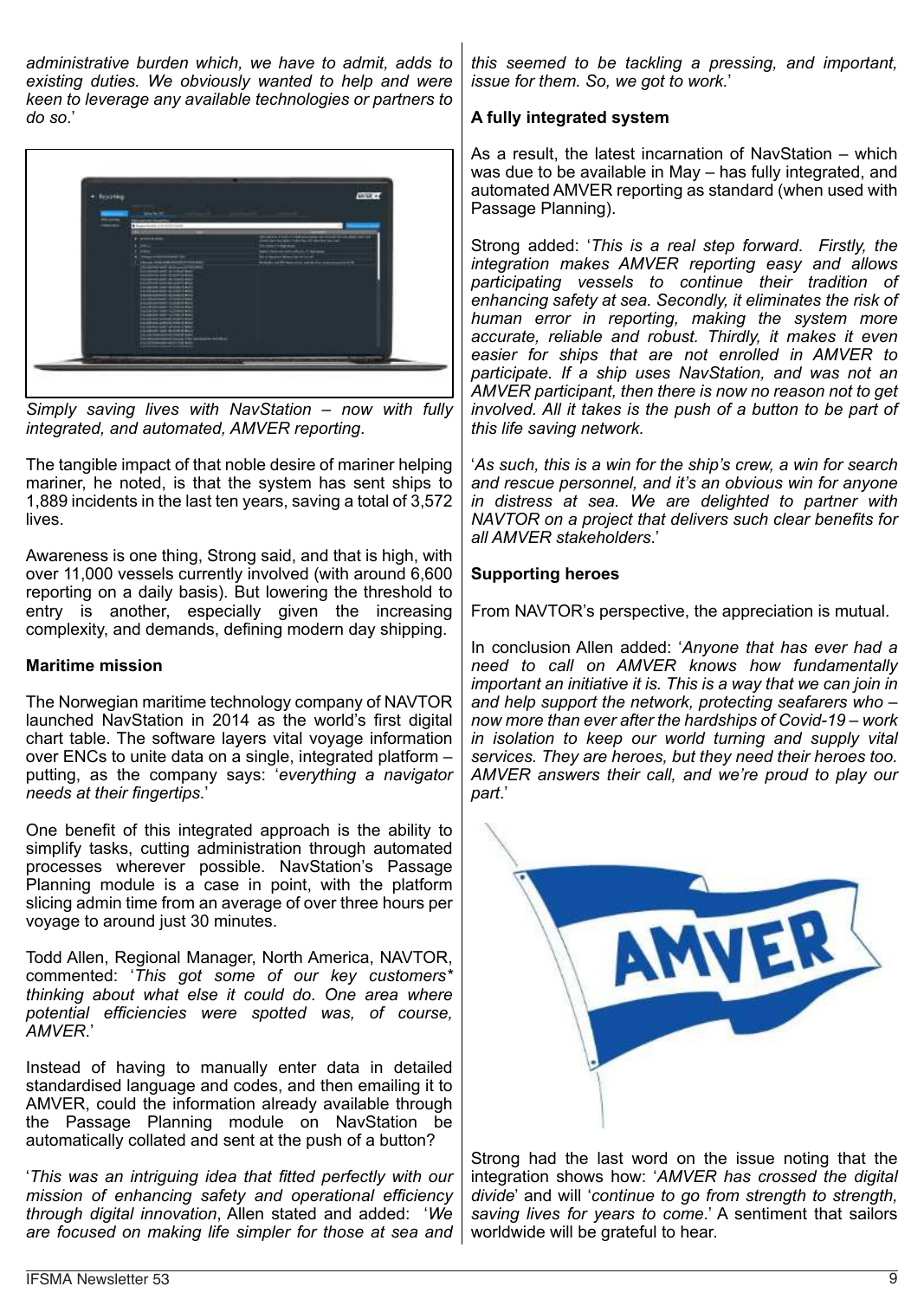*administrative burden which, we have to admit, adds to existing duties. We obviously wanted to help and were keen to leverage any available technologies or partners to do so*.'

*Simply saving lives with NavStation – now with fully integrated, and automated, AMVER reporting*.

The tangible impact of that noble desire of mariner helping mariner, he noted, is that the system has sent ships to 1,889 incidents in the last ten years, saving a total of 3,572 lives.

Awareness is one thing, Strong said, and that is high, with over 11,000 vessels currently involved (with around 6,600 reporting on a daily basis). But lowering the threshold to entry is another, especially given the increasing complexity, and demands, defining modern day shipping.

**Maritime mission**

The Norwegian maritime technology company of NAVTOR launched NavStation in 2014 as the world's first digital chart table. The software layers vital voyage information over ENCs to unite data on a single, integrated platform – putting, as the company says: '*everything a navigator needs at their fingertips*.'

One benefit of this integrated approach is the ability to simplify tasks, cutting administration through automated processes wherever possible. NavStation's Passage Planning module is a case in point, with the platform slicing admin time from an average of over three hours per voyage to around just 30 minutes.

Todd Allen, Regional Manager, North America, NAVTOR, commented: '*This got some of our key customers* thinking about what else it could do. One area where potential efficiencies were spotted was, of course, AMVER*.'

Instead of having to manually enter data in detailed standardised language and codes, and then emailing it to AMVER, could the information already available through the Passage Planning module on NavStation be automatically collated and sent at the push of a button?

'*This was an intriguing idea that fitted perfectly with our mission of enhancing safety and operational efficiency through digital innovation*, Allen stated and added: '*We are focused on making life simpler for those at sea and this seemed to be tackling a pressing, and important, issue for them. So, we got to work.*'

**A fully integrated system**

As a result, the latest incarnation of NavStation – which was due to be available in May – has fully integrated, and automated AMVER reporting as standard (when used with Passage Planning).

Strong added: '*This is a real step forward. Firstly, the integration makes AMVER reporting easy and allows participating vessels to continue their tradition of enhancing safety at sea. Secondly, it eliminates the risk of human error in reporting, making the system more accurate, reliable and robust. Thirdly, it makes it even easier for ships that are not enrolled in AMVER to participate. If a ship uses NavStation, and was not an AMVER participant, then there is now no reason not to get involved. All it takes is the push of a button to be part of this life saving network.*

'*As such, this is a win for the ship's crew, a win for search and rescue personnel, and it's an obvious win for anyone in distress at sea. We are delighted to partner with NAVTOR on a project that delivers such clear benefits for all AMVER stakeholders*.'

**Supporting heroes**

From NAVTOR's perspective, the appreciation is mutual.

In conclusion Allen added: '*Anyone that has ever had a need to call on AMVER knows how fundamentally important an initiative it is. This is a way that we can join in and help support the network, protecting seafarers who – now more than ever after the hardships of Covid-19 – work in isolation to keep our world turning and supply vital services. They are heroes, but they need their heroes too. AMVER answers their call, and we're proud to play our part*.'

Strong had the last word on the issue noting that the integration shows how: '*AMVER has crossed the digital divide*' and will '*continue to go from strength to strength, saving lives for years to come*.' A sentiment that sailors worldwide will be grateful to hear.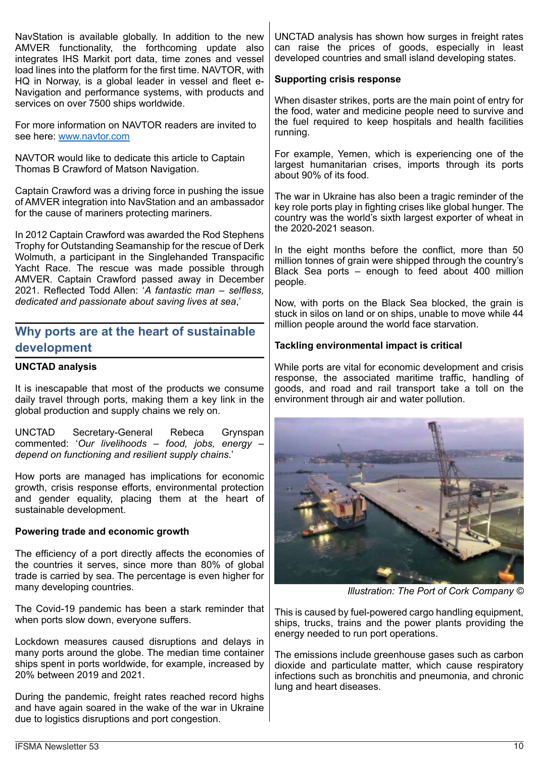NavStation is available globally. In addition to the new AMVER functionality, the forthcoming update also integrates IHS Markit port data, time zones and vessel load lines into the platform for the first time. NAVTOR, with HQ in Norway, is a global leader in vessel and fleet e-Navigation and performance systems, with products and services on over 7500 ships worldwide.

For more information on NAVTOR readers are invited to see here: www.navtor.com

NAVTOR would like to dedicate this article to Captain Thomas B Crawford of Matson Navigation.

Captain Crawford was a driving force in pushing the issue of AMVER integration into NavStation and an ambassador for the cause of mariners protecting mariners.

In 2012 Captain Crawford was awarded the Rod Stephens Trophy for Outstanding Seamanship for the rescue of Derk Wolmuth, a participant in the Singlehanded Transpacific Yacht Race. The rescue was made possible through AMVER. Captain Crawford passed away in December 2021. Reflected Todd Allen: '*A fantastic man – selfless, dedicated and passionate about saving lives at sea*,'

## Why ports are at the heart of sustainable development

**UNCTAD analysis**

It is inescapable that most of the products we consume daily travel through ports, making them a key link in the global production and supply chains we rely on.

UNCTAD Secretary-General Rebeca Grynspan commented: '*Our livelihoods – food, jobs, energy – depend on functioning and resilient supply chains*.'

How ports are managed has implications for economic growth, crisis response efforts, environmental protection and gender equality, placing them at the heart of sustainable development.

**Powering trade and economic growth**

The efficiency of a port directly affects the economies of the countries it serves, since more than 80% of global trade is carried by sea. The percentage is even higher for many developing countries.

The Covid-19 pandemic has been a stark reminder that when ports slow down, everyone suffers.

Lockdown measures caused disruptions and delays in many ports around the globe. The median time container ships spent in ports worldwide, for example, increased by 20% between 2019 and 2021.

During the pandemic, freight rates reached record highs and have again soared in the wake of the war in Ukraine due to logistics disruptions and port congestion.

UNCTAD analysis has shown how surges in freight rates can raise the prices of goods, especially in least developed countries and small island developing states.

**Supporting crisis response**

When disaster strikes, ports are the main point of entry for the food, water and medicine people need to survive and the fuel required to keep hospitals and health facilities running.

For example, Yemen, which is experiencing one of the largest humanitarian crises, imports through its ports about 90% of its food.

The war in Ukraine has also been a tragic reminder of the key role ports play in fighting crises like global hunger. The country was the world's sixth largest exporter of wheat in the 2020-2021 season.

In the eight months before the conflict, more than 50 million tonnes of grain were shipped through the country's Black Sea ports – enough to feed about 400 million people.

Now, with ports on the Black Sea blocked, the grain is stuck in silos on land or on ships, unable to move while 44 million people around the world face starvation.

**Tackling environmental impact is critical**

While ports are vital for economic development and crisis response, the associated maritime traffic, handling of goods, and road and rail transport take a toll on the environment through air and water pollution.

*Illustration: The Port of Cork Company ©*

This is caused by fuel-powered cargo handling equipment, ships, trucks, trains and the power plants providing the energy needed to run port operations.

The emissions include greenhouse gases such as carbon dioxide and particulate matter, which cause respiratory infections such as bronchitis and pneumonia, and chronic lung and heart diseases.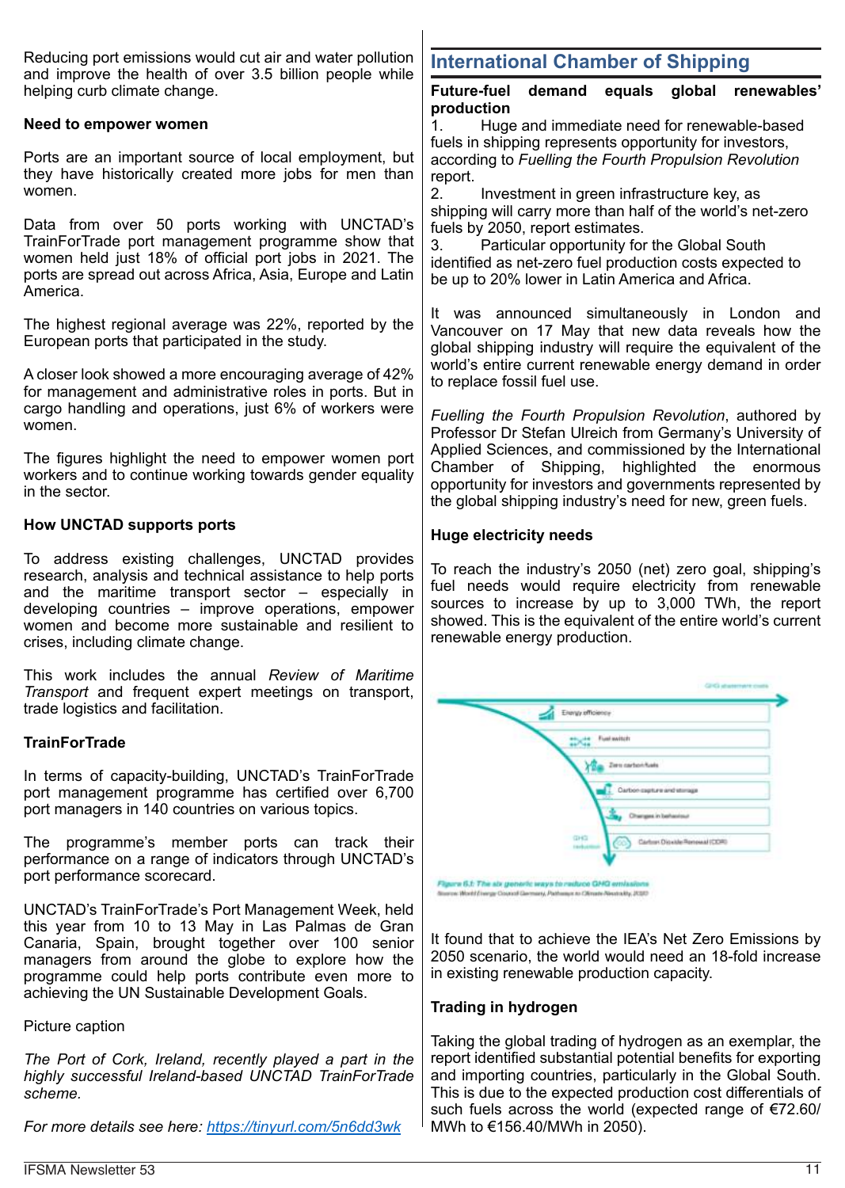Reducing port emissions would cut air and water pollution and improve the health of over 3.5 billion people while helping curb climate change.

**Need to empower women**

Ports are an important source of local employment, but they have historically created more jobs for men than women.

Data from over 50 ports working with UNCTAD's TrainForTrade port management programme show that women held just 18% of official port jobs in 2021. The ports are spread out across Africa, Asia, Europe and Latin America.

The highest regional average was 22%, reported by the European ports that participated in the study.

A closer look showed a more encouraging average of 42% for management and administrative roles in ports. But in cargo handling and operations, just 6% of workers were women.

The figures highlight the need to empower women port workers and to continue working towards gender equality in the sector.

**How UNCTAD supports ports**

To address existing challenges, UNCTAD provides research, analysis and technical assistance to help ports and the maritime transport sector – especially in developing countries – improve operations, empower women and become more sustainable and resilient to crises, including climate change.

This work includes the annual *Review of Maritime Transport* and frequent expert meetings on transport, trade logistics and facilitation.

**TrainForTrade**

In terms of capacity-building, UNCTAD's TrainForTrade port management programme has certified over 6,700 port managers in 140 countries on various topics.

The programme's member ports can track their performance on a range of indicators through UNCTAD's port performance scorecard.

UNCTAD's TrainForTrade's Port Management Week, held this year from 10 to 13 May in Las Palmas de Gran Canaria, Spain, brought together over 100 senior managers from around the globe to explore how the programme could help ports contribute even more to achieving the UN Sustainable Development Goals.

Picture caption

*The Port of Cork, Ireland, recently played a part in the highly successful Ireland-based UNCTAD TrainForTrade scheme.*

*For more details see here: https://tinyurl.com/5n6dd3wk*

## International Chamber of Shipping

**Future-fuel demand equals global renewables' production**

1. Huge and immediate need for renewable-based fuels in shipping represents opportunity for investors, according to *Fuelling the Fourth Propulsion Revolution* report.
2. Investment in green infrastructure key, as shipping will carry more than half of the world's net-zero fuels by 2050, report estimates.
3. Particular opportunity for the Global South identified as net-zero fuel production costs expected to be up to 20% lower in Latin America and Africa.

It was announced simultaneously in London and Vancouver on 17 May that new data reveals how the global shipping industry will require the equivalent of the world's entire current renewable energy demand in order to replace fossil fuel use.

*Fuelling the Fourth Propulsion Revolution*, authored by Professor Dr Stefan Ulreich from Germany's University of Applied Sciences, and commissioned by the International Chamber of Shipping, highlighted the enormous opportunity for investors and governments represented by the global shipping industry's need for new, green fuels.

**Huge electricity needs**

To reach the industry's 2050 (net) zero goal, shipping's fuel needs would require electricity from renewable sources to increase by up to 3,000 TWh, the report showed. This is the equivalent of the entire world's current renewable energy production.

Figure 6.1: The six generic ways to reduce GHG emissions
Source: World Energy Council Germany, Pathways to Climate Neutrality, 2020

It found that to achieve the IEA's Net Zero Emissions by 2050 scenario, the world would need an 18-fold increase in existing renewable production capacity.

**Trading in hydrogen**

Taking the global trading of hydrogen as an exemplar, the report identified substantial potential benefits for exporting and importing countries, particularly in the Global South. This is due to the expected production cost differentials of such fuels across the world (expected range of €72.60/MWh to €156.40/MWh in 2050).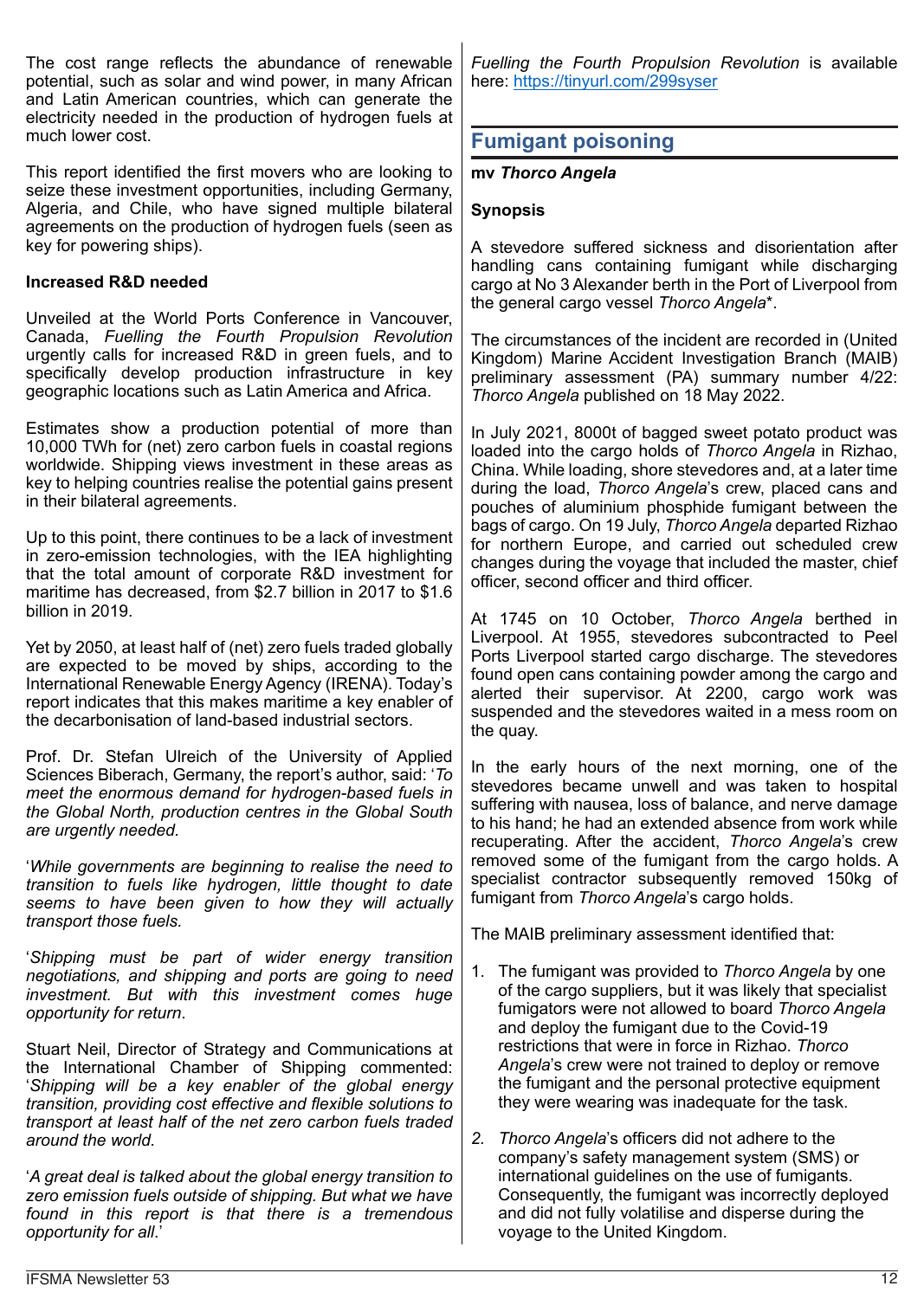The cost range reflects the abundance of renewable potential, such as solar and wind power, in many African and Latin American countries, which can generate the electricity needed in the production of hydrogen fuels at much lower cost.

This report identified the first movers who are looking to seize these investment opportunities, including Germany, Algeria, and Chile, who have signed multiple bilateral agreements on the production of hydrogen fuels (seen as key for powering ships).

**Increased R&D needed**

Unveiled at the World Ports Conference in Vancouver, Canada, *Fuelling the Fourth Propulsion Revolution* urgently calls for increased R&D in green fuels, and to specifically develop production infrastructure in key geographic locations such as Latin America and Africa.

Estimates show a production potential of more than 10,000 TWh for (net) zero carbon fuels in coastal regions worldwide. Shipping views investment in these areas as key to helping countries realise the potential gains present in their bilateral agreements.

Up to this point, there continues to be a lack of investment in zero-emission technologies, with the IEA highlighting that the total amount of corporate R&D investment for maritime has decreased, from $2.7 billion in 2017 to $1.6 billion in 2019.

Yet by 2050, at least half of (net) zero fuels traded globally are expected to be moved by ships, according to the International Renewable Energy Agency (IRENA). Today's report indicates that this makes maritime a key enabler of the decarbonisation of land-based industrial sectors.

Prof. Dr. Stefan Ulreich of the University of Applied Sciences Biberach, Germany, the report's author, said: '*To meet the enormous demand for hydrogen-based fuels in the Global North, production centres in the Global South are urgently needed.*

'*While governments are beginning to realise the need to transition to fuels like hydrogen, little thought to date seems to have been given to how they will actually transport those fuels.*

'*Shipping must be part of wider energy transition negotiations, and shipping and ports are going to need investment. But with this investment comes huge opportunity for return.*

Stuart Neil, Director of Strategy and Communications at the International Chamber of Shipping commented: '*Shipping will be a key enabler of the global energy transition, providing cost effective and flexible solutions to transport at least half of the net zero carbon fuels traded around the world.*

'*A great deal is talked about the global energy transition to zero emission fuels outside of shipping. But what we have found in this report is that there is a tremendous opportunity for all.*'

*Fuelling the Fourth Propulsion Revolution* is available here: https://tinyurl.com/299syser

## Fumigant poisoning

**mv *Thorco Angela***

**Synopsis**

A stevedore suffered sickness and disorientation after handling cans containing fumigant while discharging cargo at No 3 Alexander berth in the Port of Liverpool from the general cargo vessel *Thorco Angela*\*.

The circumstances of the incident are recorded in (United Kingdom) Marine Accident Investigation Branch (MAIB) preliminary assessment (PA) summary number 4/22: *Thorco Angela* published on 18 May 2022.

In July 2021, 8000t of bagged sweet potato product was loaded into the cargo holds of *Thorco Angela* in Rizhao, China. While loading, shore stevedores and, at a later time during the load, *Thorco Angela*'s crew, placed cans and pouches of aluminium phosphide fumigant between the bags of cargo. On 19 July, *Thorco Angela* departed Rizhao for northern Europe, and carried out scheduled crew changes during the voyage that included the master, chief officer, second officer and third officer.

At 1745 on 10 October, *Thorco Angela* berthed in Liverpool. At 1955, stevedores subcontracted to Peel Ports Liverpool started cargo discharge. The stevedores found open cans containing powder among the cargo and alerted their supervisor. At 2200, cargo work was suspended and the stevedores waited in a mess room on the quay.

In the early hours of the next morning, one of the stevedores became unwell and was taken to hospital suffering with nausea, loss of balance, and nerve damage to his hand; he had an extended absence from work while recuperating. After the accident, *Thorco Angela*'s crew removed some of the fumigant from the cargo holds. A specialist contractor subsequently removed 150kg of fumigant from *Thorco Angela*'s cargo holds.

The MAIB preliminary assessment identified that:

1. The fumigant was provided to *Thorco Angela* by one of the cargo suppliers, but it was likely that specialist fumigators were not allowed to board *Thorco Angela* and deploy the fumigant due to the Covid-19 restrictions that were in force in Rizhao. *Thorco Angela*'s crew were not trained to deploy or remove the fumigant and the personal protective equipment they were wearing was inadequate for the task.
2. *Thorco Angela*'s officers did not adhere to the company's safety management system (SMS) or international guidelines on the use of fumigants. Consequently, the fumigant was incorrectly deployed and did not fully volatilise and disperse during the voyage to the United Kingdom.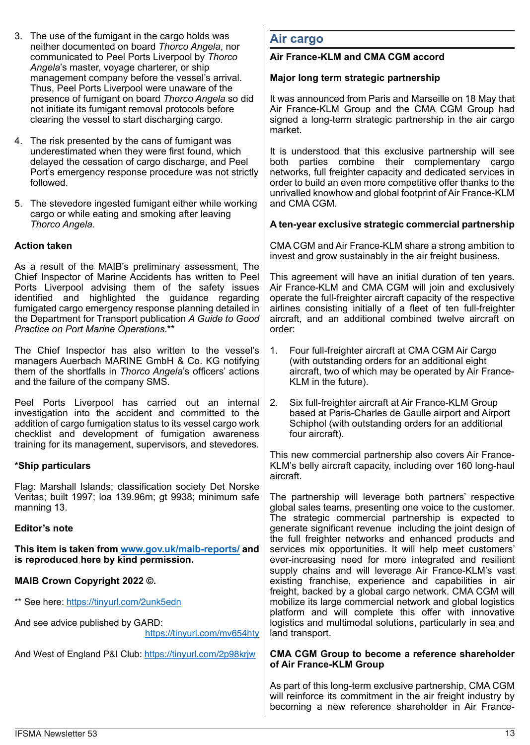3. The use of the fumigant in the cargo holds was neither documented on board *Thorco Angela*, nor communicated to Peel Ports Liverpool by *Thorco Angela*'s master, voyage charterer, or ship management company before the vessel's arrival. Thus, Peel Ports Liverpool were unaware of the presence of fumigant on board *Thorco Angela* so did not initiate its fumigant removal protocols before clearing the vessel to start discharging cargo.

4. The risk presented by the cans of fumigant was underestimated when they were first found, which delayed the cessation of cargo discharge, and Peel Port's emergency response procedure was not strictly followed.

5. The stevedore ingested fumigant either while working cargo or while eating and smoking after leaving *Thorco Angela*.

**Action taken**

As a result of the MAIB's preliminary assessment, The Chief Inspector of Marine Accidents has written to Peel Ports Liverpool advising them of the safety issues identified and highlighted the guidance regarding fumigated cargo emergency response planning detailed in the Department for Transport publication *A Guide to Good Practice on Port Marine Operations*.**

The Chief Inspector has also written to the vessel's managers Auerbach MARINE GmbH & Co. KG notifying them of the shortfalls in *Thorco Angela*'s officers' actions and the failure of the company SMS.

Peel Ports Liverpool has carried out an internal investigation into the accident and committed to the addition of cargo fumigation status to its vessel cargo work checklist and development of fumigation awareness training for its management, supervisors, and stevedores.

***Ship particulars**

Flag: Marshall Islands; classification society Det Norske Veritas; built 1997; loa 139.96m; gt 9938; minimum safe manning 13.

**Editor's note**

**This item is taken from www.gov.uk/maib-reports/ and is reproduced here by kind permission.**

**MAIB Crown Copyright 2022 ©.**

** See here: https://tinyurl.com/2unk5edn

And see advice published by GARD: https://tinyurl.com/mv654hty

And West of England P&I Club: https://tinyurl.com/2p98krjw

## Air cargo

**Air France-KLM and CMA CGM accord**

**Major long term strategic partnership**

It was announced from Paris and Marseille on 18 May that Air France-KLM Group and the CMA CGM Group had signed a long-term strategic partnership in the air cargo market.

It is understood that this exclusive partnership will see both parties combine their complementary cargo networks, full freighter capacity and dedicated services in order to build an even more competitive offer thanks to the unrivalled knowhow and global footprint of Air France-KLM and CMA CGM.

**A ten-year exclusive strategic commercial partnership**

CMA CGM and Air France-KLM share a strong ambition to invest and grow sustainably in the air freight business.

This agreement will have an initial duration of ten years. Air France-KLM and CMA CGM will join and exclusively operate the full-freighter aircraft capacity of the respective airlines consisting initially of a fleet of ten full-freighter aircraft, and an additional combined twelve aircraft on order:

1. Four full-freighter aircraft at CMA CGM Air Cargo (with outstanding orders for an additional eight aircraft, two of which may be operated by Air France-KLM in the future).

2. Six full-freighter aircraft at Air France-KLM Group based at Paris-Charles de Gaulle airport and Airport Schiphol (with outstanding orders for an additional four aircraft).

This new commercial partnership also covers Air France-KLM's belly aircraft capacity, including over 160 long-haul aircraft.

The partnership will leverage both partners' respective global sales teams, presenting one voice to the customer. The strategic commercial partnership is expected to generate significant revenue including the joint design of the full freighter networks and enhanced products and services mix opportunities. It will help meet customers' ever-increasing need for more integrated and resilient supply chains and will leverage Air France-KLM's vast existing franchise, experience and capabilities in air freight, backed by a global cargo network. CMA CGM will mobilize its large commercial network and global logistics platform and will complete this offer with innovative logistics and multimodal solutions, particularly in sea and land transport.

**CMA CGM Group to become a reference shareholder of Air France-KLM Group**

As part of this long-term exclusive partnership, CMA CGM will reinforce its commitment in the air freight industry by becoming a new reference shareholder in Air France-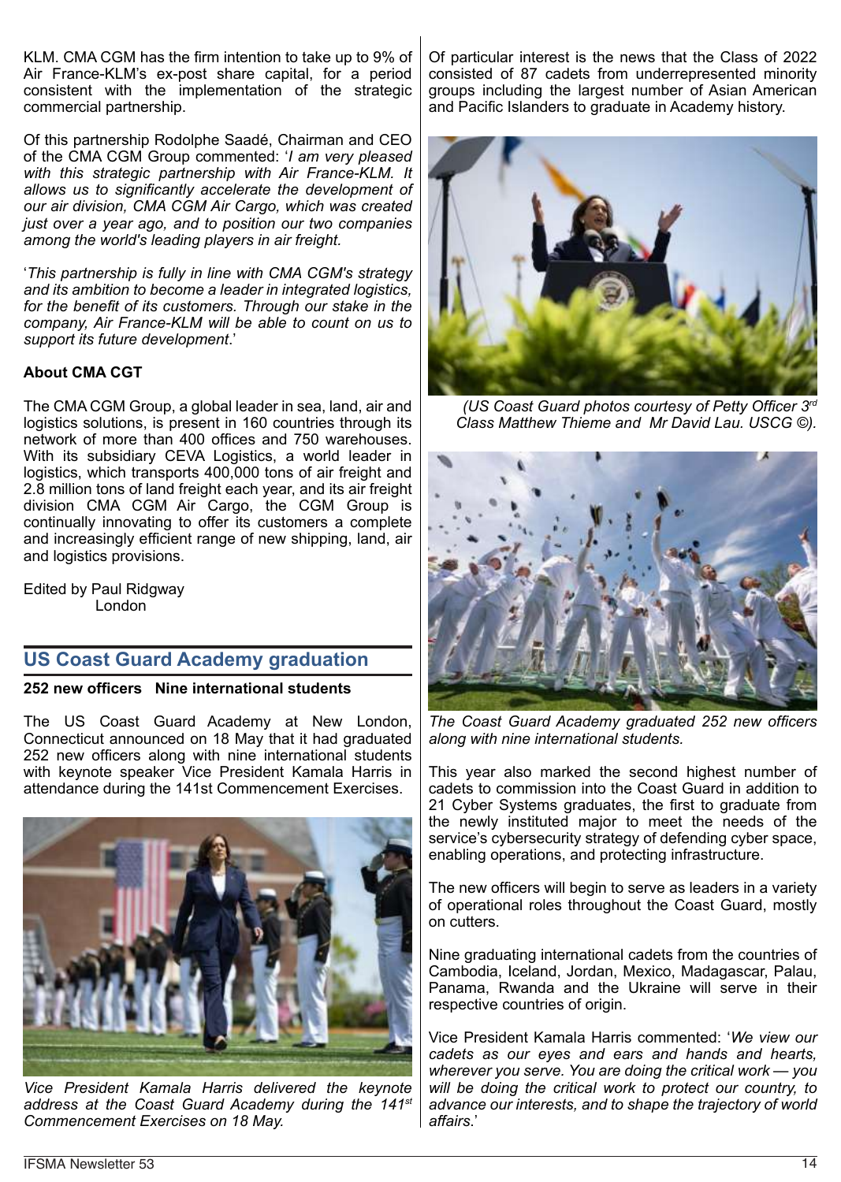KLM. CMA CGM has the firm intention to take up to 9% of Air France-KLM's ex-post share capital, for a period consistent with the implementation of the strategic commercial partnership.

Of this partnership Rodolphe Saadé, Chairman and CEO of the CMA CGM Group commented: '*I am very pleased with this strategic partnership with Air France-KLM. It allows us to significantly accelerate the development of our air division, CMA CGM Air Cargo, which was created just over a year ago, and to position our two companies among the world's leading players in air freight.*

'*This partnership is fully in line with CMA CGM's strategy and its ambition to become a leader in integrated logistics, for the benefit of its customers. Through our stake in the company, Air France-KLM will be able to count on us to support its future development.*'

**About CMA CGT**

The CMA CGM Group, a global leader in sea, land, air and logistics solutions, is present in 160 countries through its network of more than 400 offices and 750 warehouses. With its subsidiary CEVA Logistics, a world leader in logistics, which transports 400,000 tons of air freight and 2.8 million tons of land freight each year, and its air freight division CMA CGM Air Cargo, the CGM Group is continually innovating to offer its customers a complete and increasingly efficient range of new shipping, land, air and logistics provisions.

Edited by Paul Ridgway
London

## US Coast Guard Academy graduation

**252 new officers   Nine international students**

The US Coast Guard Academy at New London, Connecticut announced on 18 May that it had graduated 252 new officers along with nine international students with keynote speaker Vice President Kamala Harris in attendance during the 141st Commencement Exercises.

*Vice President Kamala Harris delivered the keynote address at the Coast Guard Academy during the 141st Commencement Exercises on 18 May.*

Of particular interest is the news that the Class of 2022 consisted of 87 cadets from underrepresented minority groups including the largest number of Asian American and Pacific Islanders to graduate in Academy history.

*(US Coast Guard photos courtesy of Petty Officer 3rd Class Matthew Thieme and Mr David Lau. USCG ©).*

*The Coast Guard Academy graduated 252 new officers along with nine international students.*

This year also marked the second highest number of cadets to commission into the Coast Guard in addition to 21 Cyber Systems graduates, the first to graduate from the newly instituted major to meet the needs of the service's cybersecurity strategy of defending cyber space, enabling operations, and protecting infrastructure.

The new officers will begin to serve as leaders in a variety of operational roles throughout the Coast Guard, mostly on cutters.

Nine graduating international cadets from the countries of Cambodia, Iceland, Jordan, Mexico, Madagascar, Palau, Panama, Rwanda and the Ukraine will serve in their respective countries of origin.

Vice President Kamala Harris commented: '*We view our cadets as our eyes and ears and hands and hearts, wherever you serve. You are doing the critical work — you will be doing the critical work to protect our country, to advance our interests, and to shape the trajectory of world affairs.*'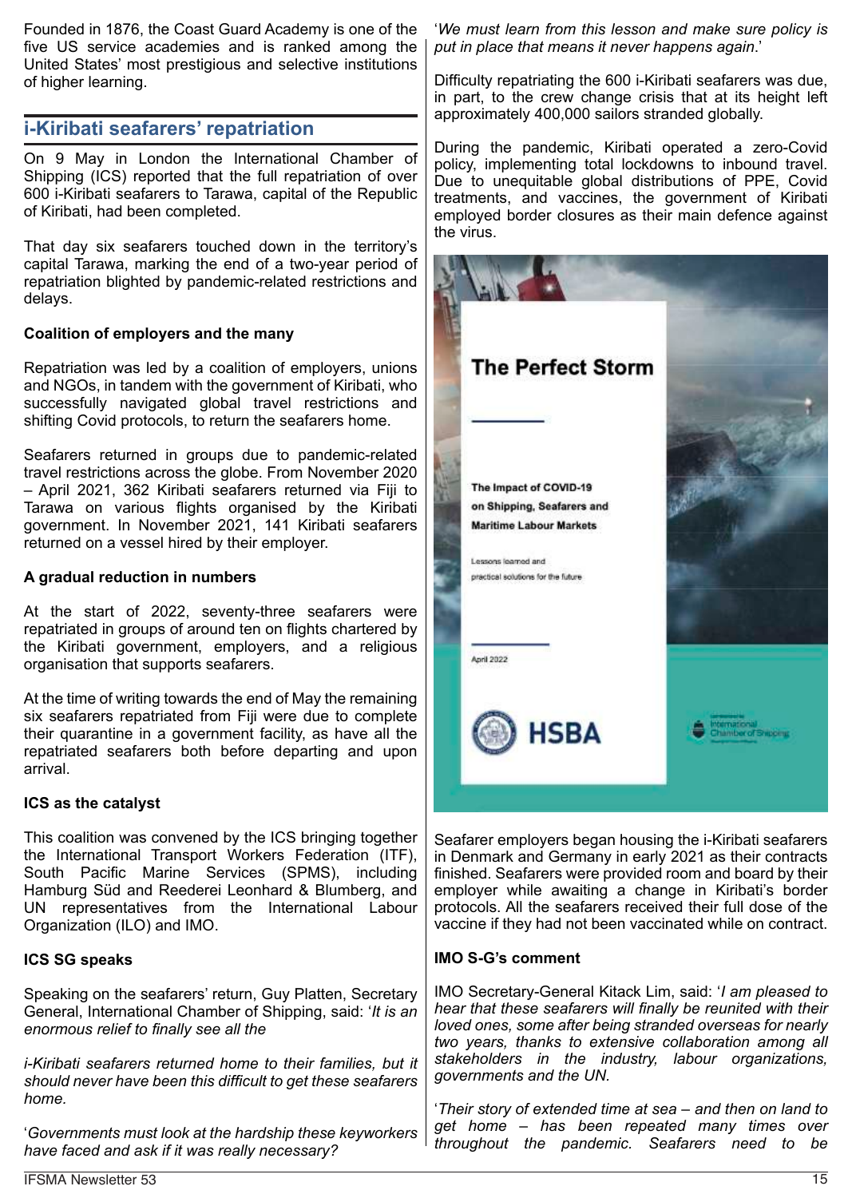Founded in 1876, the Coast Guard Academy is one of the five US service academies and is ranked among the United States' most prestigious and selective institutions of higher learning.

## i-Kiribati seafarers' repatriation

On 9 May in London the International Chamber of Shipping (ICS) reported that the full repatriation of over 600 i-Kiribati seafarers to Tarawa, capital of the Republic of Kiribati, had been completed.

That day six seafarers touched down in the territory's capital Tarawa, marking the end of a two-year period of repatriation blighted by pandemic-related restrictions and delays.

**Coalition of employers and the many**

Repatriation was led by a coalition of employers, unions and NGOs, in tandem with the government of Kiribati, who successfully navigated global travel restrictions and shifting Covid protocols, to return the seafarers home.

Seafarers returned in groups due to pandemic-related travel restrictions across the globe. From November 2020 – April 2021, 362 Kiribati seafarers returned via Fiji to Tarawa on various flights organised by the Kiribati government. In November 2021, 141 Kiribati seafarers returned on a vessel hired by their employer.

**A gradual reduction in numbers**

At the start of 2022, seventy-three seafarers were repatriated in groups of around ten on flights chartered by the Kiribati government, employers, and a religious organisation that supports seafarers.

At the time of writing towards the end of May the remaining six seafarers repatriated from Fiji were due to complete their quarantine in a government facility, as have all the repatriated seafarers both before departing and upon arrival.

**ICS as the catalyst**

This coalition was convened by the ICS bringing together the International Transport Workers Federation (ITF), South Pacific Marine Services (SPMS), including Hamburg Süd and Reederei Leonhard & Blumberg, and UN representatives from the International Labour Organization (ILO) and IMO.

**ICS SG speaks**

Speaking on the seafarers' return, Guy Platten, Secretary General, International Chamber of Shipping, said: '*It is an enormous relief to finally see all the*

*i-Kiribati seafarers returned home to their families, but it should never have been this difficult to get these seafarers home.*

'*Governments must look at the hardship these keyworkers have faced and ask if it was really necessary?*

'*We must learn from this lesson and make sure policy is put in place that means it never happens again*.'

Difficulty repatriating the 600 i-Kiribati seafarers was due, in part, to the crew change crisis that at its height left approximately 400,000 sailors stranded globally.

During the pandemic, Kiribati operated a zero-Covid policy, implementing total lockdowns to inbound travel. Due to unequitable global distributions of PPE, Covid treatments, and vaccines, the government of Kiribati employed border closures as their main defence against the virus.

Seafarer employers began housing the i-Kiribati seafarers in Denmark and Germany in early 2021 as their contracts finished. Seafarers were provided room and board by their employer while awaiting a change in Kiribati's border protocols. All the seafarers received their full dose of the vaccine if they had not been vaccinated while on contract.

**IMO S-G's comment**

IMO Secretary-General Kitack Lim, said: '*I am pleased to hear that these seafarers will finally be reunited with their loved ones, some after being stranded overseas for nearly two years, thanks to extensive collaboration among all stakeholders in the industry, labour organizations, governments and the UN.*

'*Their story of extended time at sea – and then on land to get home – has been repeated many times over throughout the pandemic. Seafarers need to be*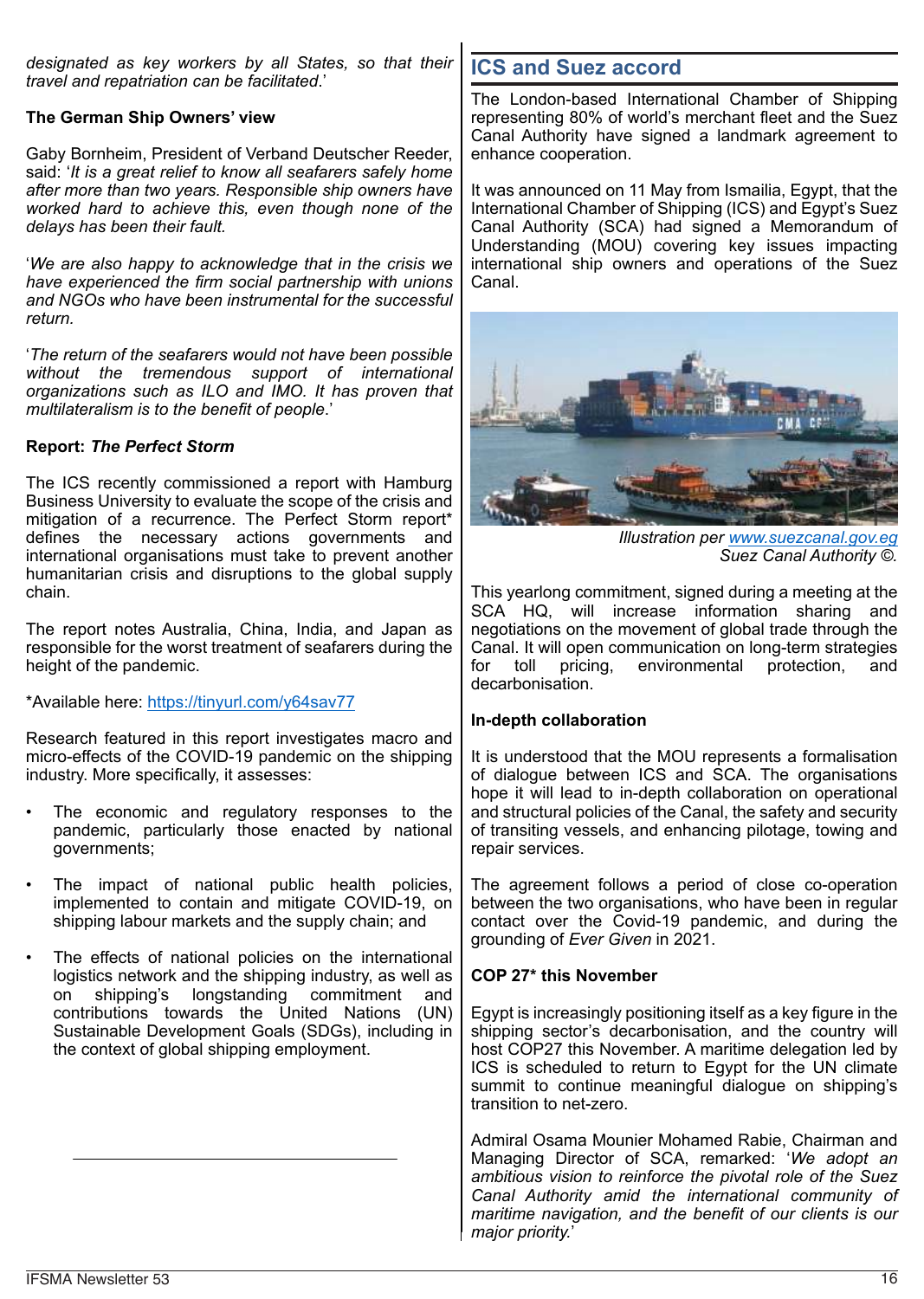*designated as key workers by all States, so that their travel and repatriation can be facilitated*.'

**The German Ship Owners' view**

Gaby Bornheim, President of Verband Deutscher Reeder, said: '*It is a great relief to know all seafarers safely home after more than two years. Responsible ship owners have worked hard to achieve this, even though none of the delays has been their fault.*

'*We are also happy to acknowledge that in the crisis we have experienced the firm social partnership with unions and NGOs who have been instrumental for the successful return.*

'*The return of the seafarers would not have been possible without the tremendous support of international organizations such as ILO and IMO. It has proven that multilateralism is to the benefit of people*.'

**Report: *The Perfect Storm***

The ICS recently commissioned a report with Hamburg Business University to evaluate the scope of the crisis and mitigation of a recurrence. The Perfect Storm report* defines the necessary actions governments and international organisations must take to prevent another humanitarian crisis and disruptions to the global supply chain.

The report notes Australia, China, India, and Japan as responsible for the worst treatment of seafarers during the height of the pandemic.

*Available here: https://tinyurl.com/y64sav77

Research featured in this report investigates macro and micro-effects of the COVID-19 pandemic on the shipping industry. More specifically, it assesses:

- The economic and regulatory responses to the pandemic, particularly those enacted by national governments;
- The impact of national public health policies, implemented to contain and mitigate COVID-19, on shipping labour markets and the supply chain; and
- The effects of national policies on the international logistics network and the shipping industry, as well as on shipping's longstanding commitment and contributions towards the United Nations (UN) Sustainable Development Goals (SDGs), including in the context of global shipping employment.

## ICS and Suez accord

The London-based International Chamber of Shipping representing 80% of world's merchant fleet and the Suez Canal Authority have signed a landmark agreement to enhance cooperation.

It was announced on 11 May from Ismailia, Egypt, that the International Chamber of Shipping (ICS) and Egypt's Suez Canal Authority (SCA) had signed a Memorandum of Understanding (MOU) covering key issues impacting international ship owners and operations of the Suez Canal.

*Illustration per www.suezcanal.gov.eg Suez Canal Authority ©.*

This yearlong commitment, signed during a meeting at the SCA HQ, will increase information sharing and negotiations on the movement of global trade through the Canal. It will open communication on long-term strategies for toll pricing, environmental protection, and decarbonisation.

**In-depth collaboration**

It is understood that the MOU represents a formalisation of dialogue between ICS and SCA. The organisations hope it will lead to in-depth collaboration on operational and structural policies of the Canal, the safety and security of transiting vessels, and enhancing pilotage, towing and repair services.

The agreement follows a period of close co-operation between the two organisations, who have been in regular contact over the Covid-19 pandemic, and during the grounding of *Ever Given* in 2021.

**COP 27* this November**

Egypt is increasingly positioning itself as a key figure in the shipping sector's decarbonisation, and the country will host COP27 this November. A maritime delegation led by ICS is scheduled to return to Egypt for the UN climate summit to continue meaningful dialogue on shipping's transition to net-zero.

Admiral Osama Mounier Mohamed Rabie, Chairman and Managing Director of SCA, remarked: '*We adopt an ambitious vision to reinforce the pivotal role of the Suez Canal Authority amid the international community of maritime navigation, and the benefit of our clients is our major priority.*'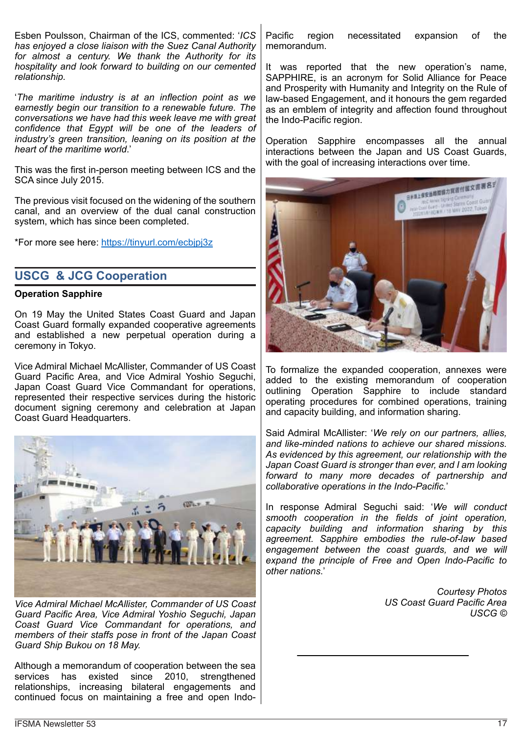Esben Poulsson, Chairman of the ICS, commented: '*ICS has enjoyed a close liaison with the Suez Canal Authority for almost a century. We thank the Authority for its hospitality and look forward to building on our cemented relationship*.

'*The maritime industry is at an inflection point as we earnestly begin our transition to a renewable future. The conversations we have had this week leave me with great confidence that Egypt will be one of the leaders of industry's green transition, leaning on its position at the heart of the maritime world*.'

This was the first in-person meeting between ICS and the SCA since July 2015.

The previous visit focused on the widening of the southern canal, and an overview of the dual canal construction system, which has since been completed.

*For more see here: https://tinyurl.com/ecbjpj3z

## USCG & JCG Cooperation

**Operation Sapphire**

On 19 May the United States Coast Guard and Japan Coast Guard formally expanded cooperative agreements and established a new perpetual operation during a ceremony in Tokyo.

Vice Admiral Michael McAllister, Commander of US Coast Guard Pacific Area, and Vice Admiral Yoshio Seguchi, Japan Coast Guard Vice Commandant for operations, represented their respective services during the historic document signing ceremony and celebration at Japan Coast Guard Headquarters.

*Vice Admiral Michael McAllister, Commander of US Coast Guard Pacific Area, Vice Admiral Yoshio Seguchi, Japan Coast Guard Vice Commandant for operations, and members of their staffs pose in front of the Japan Coast Guard Ship Bukou on 18 May.*

Although a memorandum of cooperation between the sea services has existed since 2010, strengthened relationships, increasing bilateral engagements and continued focus on maintaining a free and open Indo-Pacific region necessitated expansion of the memorandum.

It was reported that the new operation's name, SAPPHIRE, is an acronym for Solid Alliance for Peace and Prosperity with Humanity and Integrity on the Rule of law-based Engagement, and it honours the gem regarded as an emblem of integrity and affection found throughout the Indo-Pacific region.

Operation Sapphire encompasses all the annual interactions between the Japan and US Coast Guards, with the goal of increasing interactions over time.

To formalize the expanded cooperation, annexes were added to the existing memorandum of cooperation outlining Operation Sapphire to include standard operating procedures for combined operations, training and capacity building, and information sharing.

Said Admiral McAllister: '*We rely on our partners, allies, and like-minded nations to achieve our shared missions. As evidenced by this agreement, our relationship with the Japan Coast Guard is stronger than ever, and I am looking forward to many more decades of partnership and collaborative operations in the Indo-Pacific.*'

In response Admiral Seguchi said: '*We will conduct smooth cooperation in the fields of joint operation, capacity building and information sharing by this agreement. Sapphire embodies the rule-of-law based engagement between the coast guards, and we will expand the principle of Free and Open Indo-Pacific to other nations*.'

*Courtesy Photos*
*US Coast Guard Pacific Area*
*USCG ©*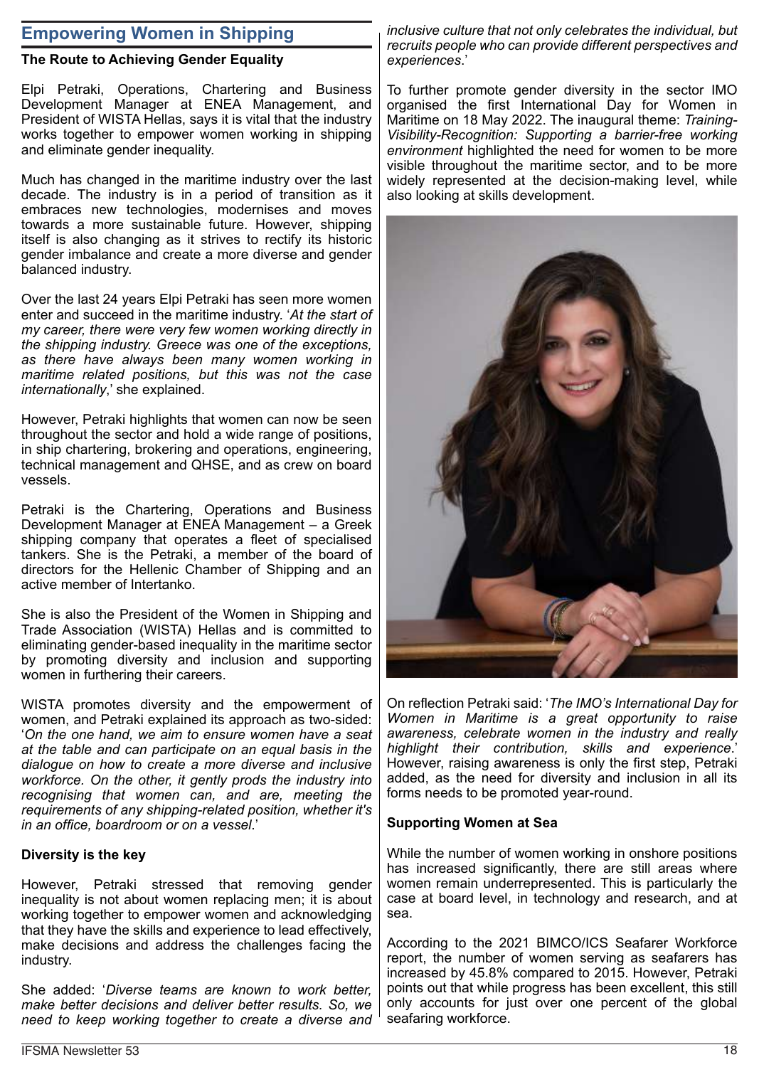## Empowering Women in Shipping

### The Route to Achieving Gender Equality

Elpi Petraki, Operations, Chartering and Business Development Manager at ENEA Management, and President of WISTA Hellas, says it is vital that the industry works together to empower women working in shipping and eliminate gender inequality.

Much has changed in the maritime industry over the last decade. The industry is in a period of transition as it embraces new technologies, modernises and moves towards a more sustainable future. However, shipping itself is also changing as it strives to rectify its historic gender imbalance and create a more diverse and gender balanced industry.

Over the last 24 years Elpi Petraki has seen more women enter and succeed in the maritime industry. '*At the start of my career, there were very few women working directly in the shipping industry. Greece was one of the exceptions, as there have always been many women working in maritime related positions, but this was not the case internationally*,' she explained.

However, Petraki highlights that women can now be seen throughout the sector and hold a wide range of positions, in ship chartering, brokering and operations, engineering, technical management and QHSE, and as crew on board vessels.

Petraki is the Chartering, Operations and Business Development Manager at ENEA Management – a Greek shipping company that operates a fleet of specialised tankers. She is the Petraki, a member of the board of directors for the Hellenic Chamber of Shipping and an active member of Intertanko.

She is also the President of the Women in Shipping and Trade Association (WISTA) Hellas and is committed to eliminating gender-based inequality in the maritime sector by promoting diversity and inclusion and supporting women in furthering their careers.

WISTA promotes diversity and the empowerment of women, and Petraki explained its approach as two-sided: '*On the one hand, we aim to ensure women have a seat at the table and can participate on an equal basis in the dialogue on how to create a more diverse and inclusive workforce. On the other, it gently prods the industry into recognising that women can, and are, meeting the requirements of any shipping-related position, whether it's in an office, boardroom or on a vessel*.'

### Diversity is the key

However, Petraki stressed that removing gender inequality is not about women replacing men; it is about working together to empower women and acknowledging that they have the skills and experience to lead effectively, make decisions and address the challenges facing the industry.

She added: '*Diverse teams are known to work better, make better decisions and deliver better results. So, we need to keep working together to create a diverse and inclusive culture that not only celebrates the individual, but recruits people who can provide different perspectives and experiences*.'

To further promote gender diversity in the sector IMO organised the first International Day for Women in Maritime on 18 May 2022. The inaugural theme: *Training-Visibility-Recognition: Supporting a barrier-free working environment* highlighted the need for women to be more visible throughout the maritime sector, and to be more widely represented at the decision-making level, while also looking at skills development.

On reflection Petraki said: '*The IMO's International Day for Women in Maritime is a great opportunity to raise awareness, celebrate women in the industry and really highlight their contribution, skills and experience*.' However, raising awareness is only the first step, Petraki added, as the need for diversity and inclusion in all its forms needs to be promoted year-round.

### Supporting Women at Sea

While the number of women working in onshore positions has increased significantly, there are still areas where women remain underrepresented. This is particularly the case at board level, in technology and research, and at sea.

According to the 2021 BIMCO/ICS Seafarer Workforce report, the number of women serving as seafarers has increased by 45.8% compared to 2015. However, Petraki points out that while progress has been excellent, this still only accounts for just over one percent of the global seafaring workforce.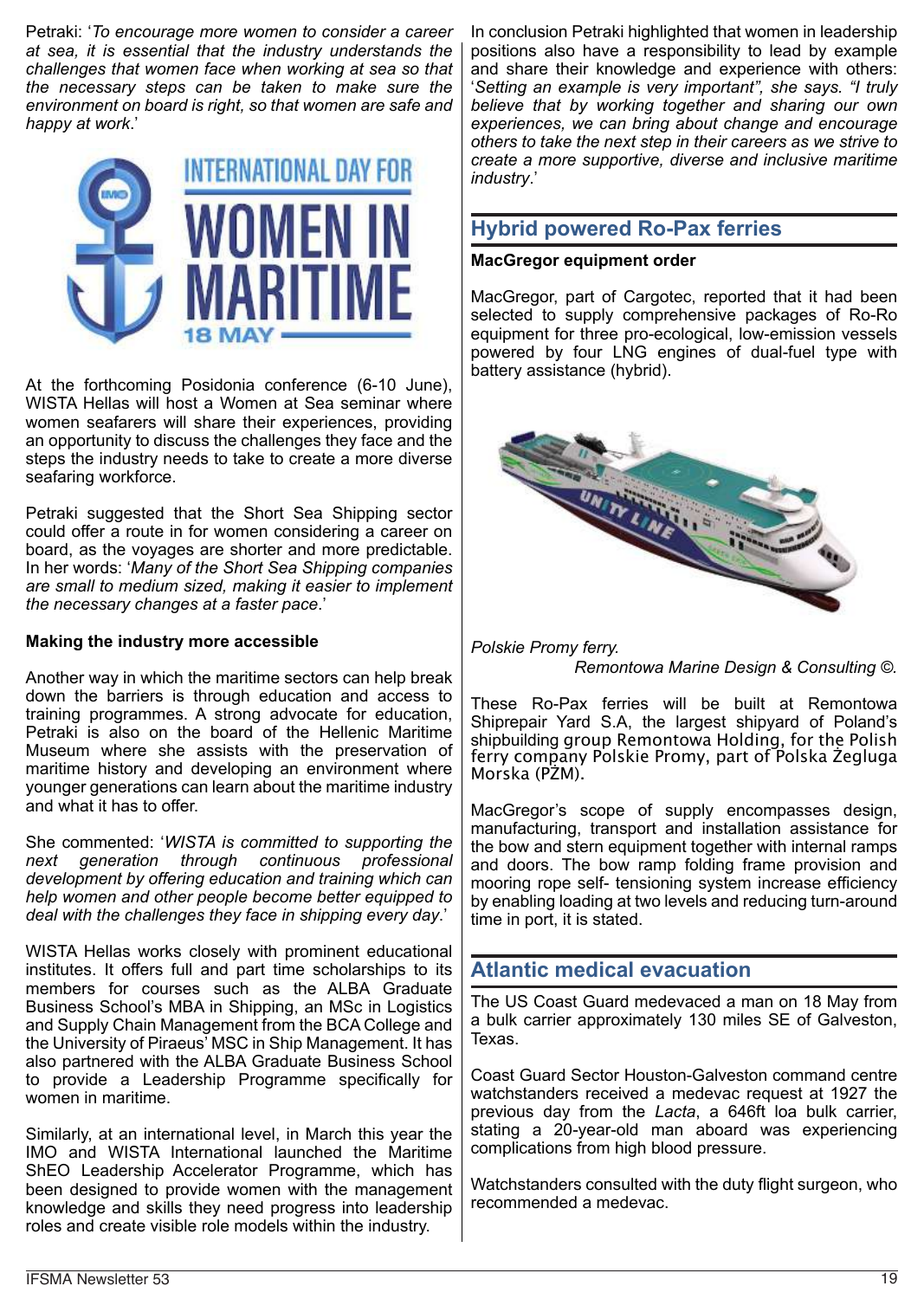Petraki: '*To encourage more women to consider a career at sea, it is essential that the industry understands the challenges that women face when working at sea so that the necessary steps can be taken to make sure the environment on board is right, so that women are safe and happy at work*.'

At the forthcoming Posidonia conference (6-10 June), WISTA Hellas will host a Women at Sea seminar where women seafarers will share their experiences, providing an opportunity to discuss the challenges they face and the steps the industry needs to take to create a more diverse seafaring workforce.

Petraki suggested that the Short Sea Shipping sector could offer a route in for women considering a career on board, as the voyages are shorter and more predictable. In her words: '*Many of the Short Sea Shipping companies are small to medium sized, making it easier to implement the necessary changes at a faster pace*.'

**Making the industry more accessible**

Another way in which the maritime sectors can help break down the barriers is through education and access to training programmes. A strong advocate for education, Petraki is also on the board of the Hellenic Maritime Museum where she assists with the preservation of maritime history and developing an environment where younger generations can learn about the maritime industry and what it has to offer.

She commented: '*WISTA is committed to supporting the next generation through continuous professional development by offering education and training which can help women and other people become better equipped to deal with the challenges they face in shipping every day*.'

WISTA Hellas works closely with prominent educational institutes. It offers full and part time scholarships to its members for courses such as the ALBA Graduate Business School's MBA in Shipping, an MSc in Logistics and Supply Chain Management from the BCA College and the University of Piraeus' MSC in Ship Management. It has also partnered with the ALBA Graduate Business School to provide a Leadership Programme specifically for women in maritime.

Similarly, at an international level, in March this year the IMO and WISTA International launched the Maritime ShEO Leadership Accelerator Programme, which has been designed to provide women with the management knowledge and skills they need progress into leadership roles and create visible role models within the industry.

In conclusion Petraki highlighted that women in leadership positions also have a responsibility to lead by example and share their knowledge and experience with others: '*Setting an example is very important", she says. "I truly believe that by working together and sharing our own experiences, we can bring about change and encourage others to take the next step in their careers as we strive to create a more supportive, diverse and inclusive maritime industry*.'

## Hybrid powered Ro-Pax ferries

**MacGregor equipment order**

MacGregor, part of Cargotec, reported that it had been selected to supply comprehensive packages of Ro-Ro equipment for three pro-ecological, low-emission vessels powered by four LNG engines of dual-fuel type with battery assistance (hybrid).

*Polskie Promy ferry.*
*Remontowa Marine Design & Consulting ©.*

These Ro-Pax ferries will be built at Remontowa Shiprepair Yard S.A, the largest shipyard of Poland's shipbuilding group Remontowa Holding, for the Polish ferry company Polskie Promy, part of Polska Żegluga Morska (PŻM).

MacGregor's scope of supply encompasses design, manufacturing, transport and installation assistance for the bow and stern equipment together with internal ramps and doors. The bow ramp folding frame provision and mooring rope self- tensioning system increase efficiency by enabling loading at two levels and reducing turn-around time in port, it is stated.

## Atlantic medical evacuation

The US Coast Guard medevaced a man on 18 May from a bulk carrier approximately 130 miles SE of Galveston, Texas.

Coast Guard Sector Houston-Galveston command centre watchstanders received a medevac request at 1927 the previous day from the *Lacta*, a 646ft loa bulk carrier, stating a 20-year-old man aboard was experiencing complications from high blood pressure.

Watchstanders consulted with the duty flight surgeon, who recommended a medevac.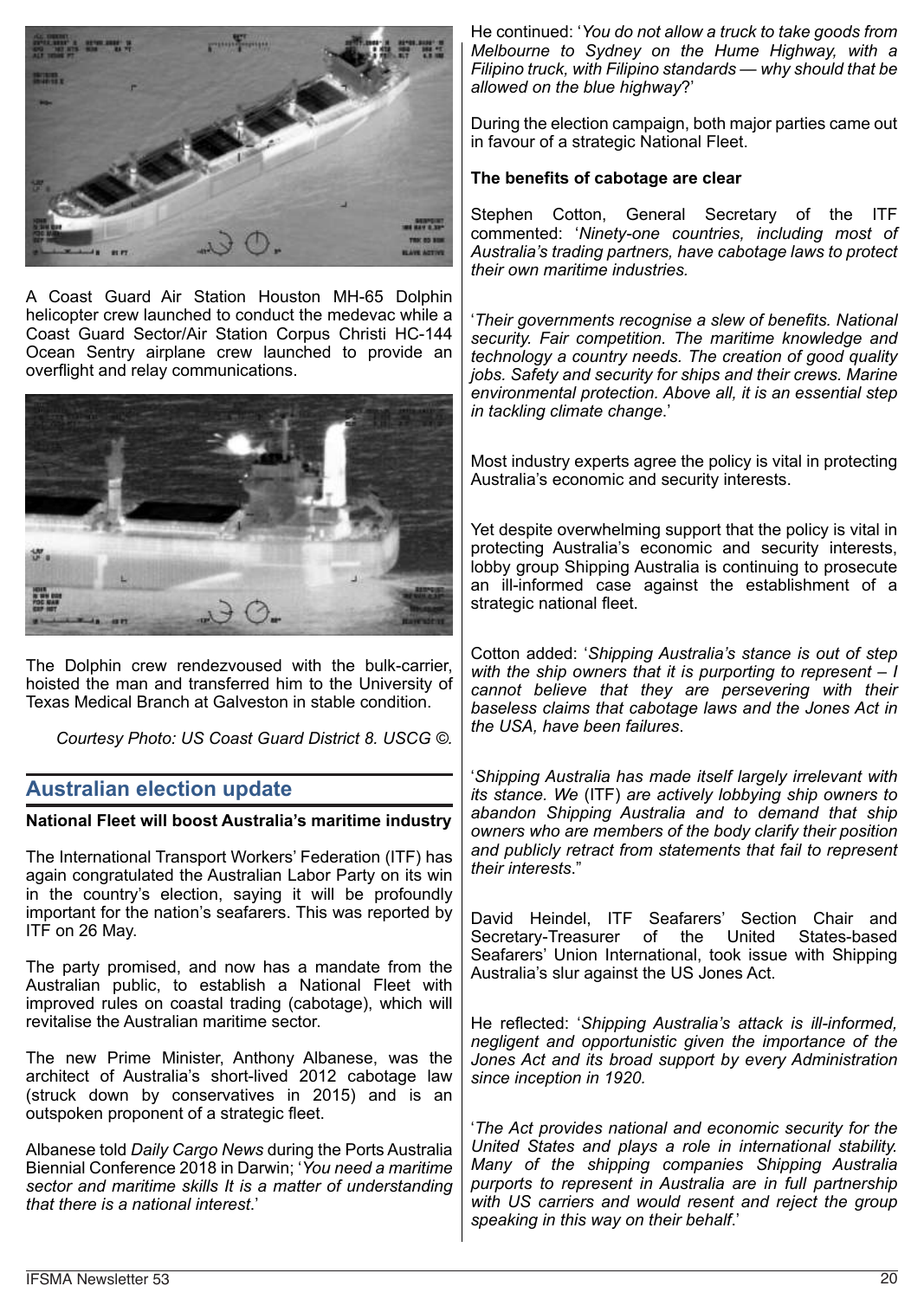A Coast Guard Air Station Houston MH-65 Dolphin helicopter crew launched to conduct the medevac while a Coast Guard Sector/Air Station Corpus Christi HC-144 Ocean Sentry airplane crew launched to provide an overflight and relay communications.

The Dolphin crew rendezvoused with the bulk-carrier, hoisted the man and transferred him to the University of Texas Medical Branch at Galveston in stable condition.

*Courtesy Photo: US Coast Guard District 8. USCG ©.*

## Australian election update

**National Fleet will boost Australia's maritime industry**

The International Transport Workers' Federation (ITF) has again congratulated the Australian Labor Party on its win in the country's election, saying it will be profoundly important for the nation's seafarers. This was reported by ITF on 26 May.

The party promised, and now has a mandate from the Australian public, to establish a National Fleet with improved rules on coastal trading (cabotage), which will revitalise the Australian maritime sector.

The new Prime Minister, Anthony Albanese, was the architect of Australia's short-lived 2012 cabotage law (struck down by conservatives in 2015) and is an outspoken proponent of a strategic fleet.

Albanese told *Daily Cargo News* during the Ports Australia Biennial Conference 2018 in Darwin; '*You need a maritime sector and maritime skills It is a matter of understanding that there is a national interest.*'

He continued: '*You do not allow a truck to take goods from Melbourne to Sydney on the Hume Highway, with a Filipino truck, with Filipino standards — why should that be allowed on the blue highway*?'

During the election campaign, both major parties came out in favour of a strategic National Fleet.

**The benefits of cabotage are clear**

Stephen Cotton, General Secretary of the ITF commented: '*Ninety-one countries, including most of Australia's trading partners, have cabotage laws to protect their own maritime industries.*

'*Their governments recognise a slew of benefits. National security. Fair competition. The maritime knowledge and technology a country needs. The creation of good quality jobs. Safety and security for ships and their crews. Marine environmental protection. Above all, it is an essential step in tackling climate change*.'

Most industry experts agree the policy is vital in protecting Australia's economic and security interests.

Yet despite overwhelming support that the policy is vital in protecting Australia's economic and security interests, lobby group Shipping Australia is continuing to prosecute an ill-informed case against the establishment of a strategic national fleet.

Cotton added: '*Shipping Australia's stance is out of step with the ship owners that it is purporting to represent – I cannot believe that they are persevering with their baseless claims that cabotage laws and the Jones Act in the USA, have been failures*.

'*Shipping Australia has made itself largely irrelevant with its stance. We* (ITF) *are actively lobbying ship owners to abandon Shipping Australia and to demand that ship owners who are members of the body clarify their position and publicly retract from statements that fail to represent their interests*."

David Heindel, ITF Seafarers' Section Chair and Secretary-Treasurer of the United States-based Seafarers' Union International, took issue with Shipping Australia's slur against the US Jones Act.

He reflected: '*Shipping Australia's attack is ill-informed, negligent and opportunistic given the importance of the Jones Act and its broad support by every Administration since inception in 1920.*

'*The Act provides national and economic security for the United States and plays a role in international stability. Many of the shipping companies Shipping Australia purports to represent in Australia are in full partnership with US carriers and would resent and reject the group speaking in this way on their behalf*.'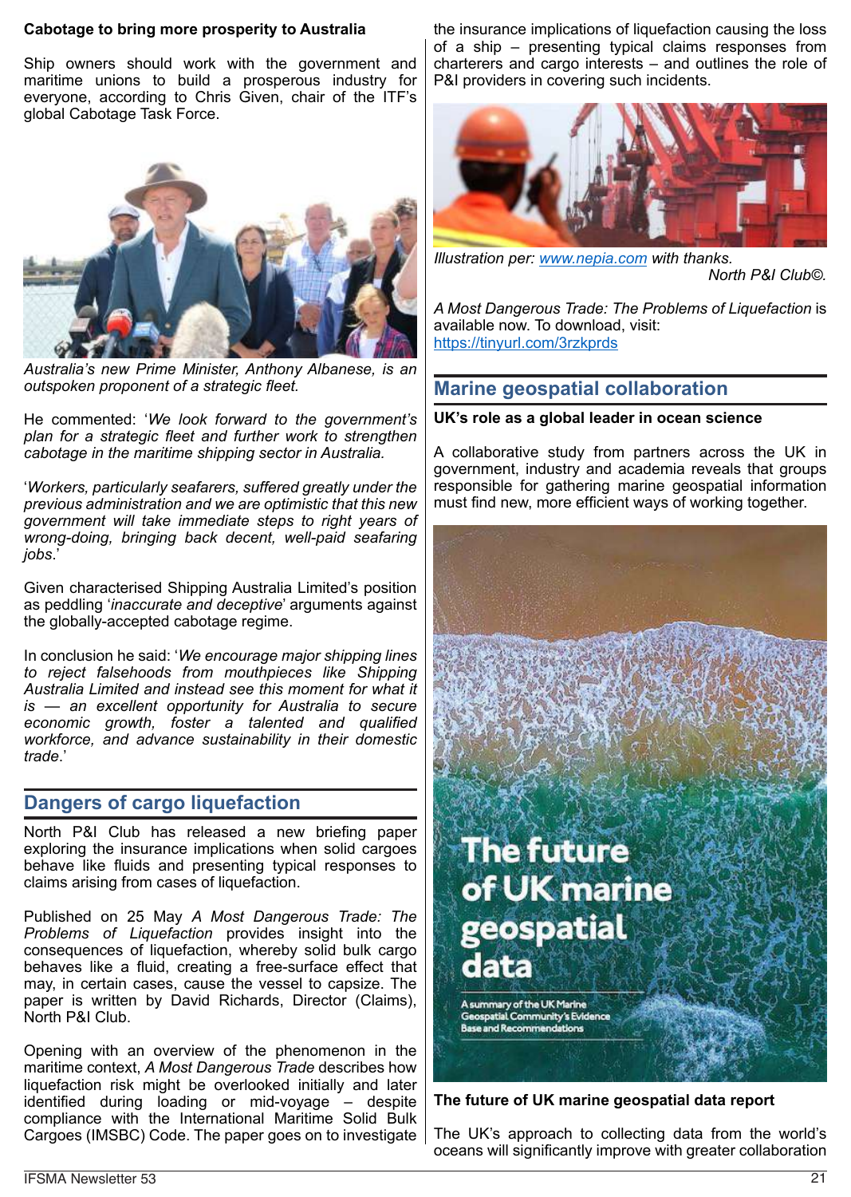**Cabotage to bring more prosperity to Australia**

Ship owners should work with the government and maritime unions to build a prosperous industry for everyone, according to Chris Given, chair of the ITF's global Cabotage Task Force.

*Australia's new Prime Minister, Anthony Albanese, is an outspoken proponent of a strategic fleet.*

He commented: '*We look forward to the government's plan for a strategic fleet and further work to strengthen cabotage in the maritime shipping sector in Australia.*

'*Workers, particularly seafarers, suffered greatly under the previous administration and we are optimistic that this new government will take immediate steps to right years of wrong-doing, bringing back decent, well-paid seafaring jobs.*'

Given characterised Shipping Australia Limited's position as peddling '*inaccurate and deceptive*' arguments against the globally-accepted cabotage regime.

In conclusion he said: '*We encourage major shipping lines to reject falsehoods from mouthpieces like Shipping Australia Limited and instead see this moment for what it is — an excellent opportunity for Australia to secure economic growth, foster a talented and qualified workforce, and advance sustainability in their domestic trade.*'

## Dangers of cargo liquefaction

North P&I Club has released a new briefing paper exploring the insurance implications when solid cargoes behave like fluids and presenting typical responses to claims arising from cases of liquefaction.

Published on 25 May *A Most Dangerous Trade: The Problems of Liquefaction* provides insight into the consequences of liquefaction, whereby solid bulk cargo behaves like a fluid, creating a free-surface effect that may, in certain cases, cause the vessel to capsize. The paper is written by David Richards, Director (Claims), North P&I Club.

Opening with an overview of the phenomenon in the maritime context, *A Most Dangerous Trade* describes how liquefaction risk might be overlooked initially and later identified during loading or mid-voyage – despite compliance with the International Maritime Solid Bulk Cargoes (IMSBC) Code. The paper goes on to investigate the insurance implications of liquefaction causing the loss of a ship – presenting typical claims responses from charterers and cargo interests – and outlines the role of P&I providers in covering such incidents.

*Illustration per: www.nepia.com with thanks.*
*North P&I Club©.*

*A Most Dangerous Trade: The Problems of Liquefaction* is available now. To download, visit: https://tinyurl.com/3rzkprds

## Marine geospatial collaboration

**UK's role as a global leader in ocean science**

A collaborative study from partners across the UK in government, industry and academia reveals that groups responsible for gathering marine geospatial information must find new, more efficient ways of working together.

**The future of UK marine geospatial data report**

The UK's approach to collecting data from the world's oceans will significantly improve with greater collaboration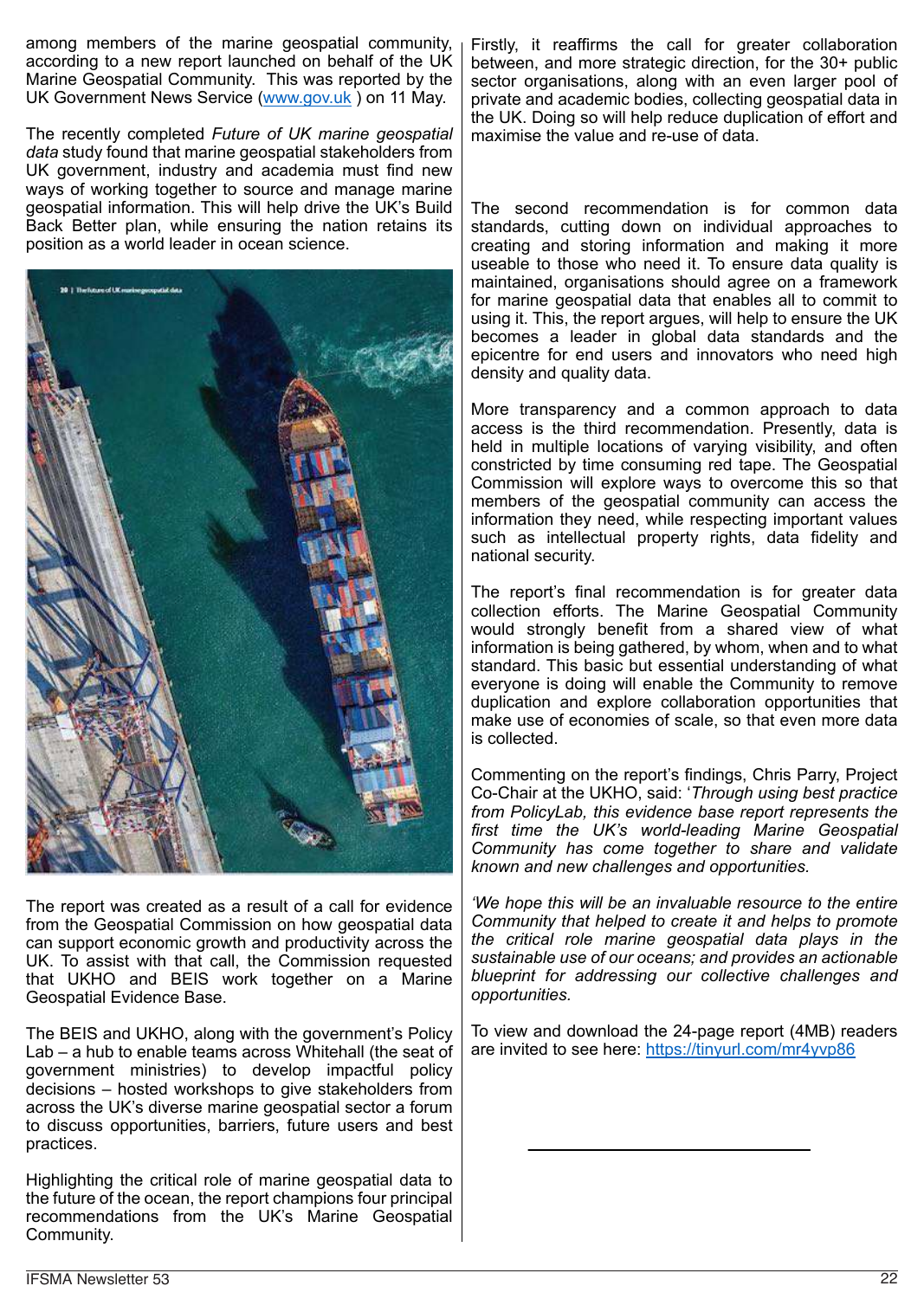among members of the marine geospatial community, according to a new report launched on behalf of the UK Marine Geospatial Community. This was reported by the UK Government News Service (www.gov.uk ) on 11 May.

The recently completed *Future of UK marine geospatial data* study found that marine geospatial stakeholders from UK government, industry and academia must find new ways of working together to source and manage marine geospatial information. This will help drive the UK's Build Back Better plan, while ensuring the nation retains its position as a world leader in ocean science.

The report was created as a result of a call for evidence from the Geospatial Commission on how geospatial data can support economic growth and productivity across the UK. To assist with that call, the Commission requested that UKHO and BEIS work together on a Marine Geospatial Evidence Base.

The BEIS and UKHO, along with the government's Policy Lab – a hub to enable teams across Whitehall (the seat of government ministries) to develop impactful policy decisions – hosted workshops to give stakeholders from across the UK's diverse marine geospatial sector a forum to discuss opportunities, barriers, future users and best practices.

Highlighting the critical role of marine geospatial data to the future of the ocean, the report champions four principal recommendations from the UK's Marine Geospatial Community.

Firstly, it reaffirms the call for greater collaboration between, and more strategic direction, for the 30+ public sector organisations, along with an even larger pool of private and academic bodies, collecting geospatial data in the UK. Doing so will help reduce duplication of effort and maximise the value and re-use of data.

The second recommendation is for common data standards, cutting down on individual approaches to creating and storing information and making it more useable to those who need it. To ensure data quality is maintained, organisations should agree on a framework for marine geospatial data that enables all to commit to using it. This, the report argues, will help to ensure the UK becomes a leader in global data standards and the epicentre for end users and innovators who need high density and quality data.

More transparency and a common approach to data access is the third recommendation. Presently, data is held in multiple locations of varying visibility, and often constricted by time consuming red tape. The Geospatial Commission will explore ways to overcome this so that members of the geospatial community can access the information they need, while respecting important values such as intellectual property rights, data fidelity and national security.

The report's final recommendation is for greater data collection efforts. The Marine Geospatial Community would strongly benefit from a shared view of what information is being gathered, by whom, when and to what standard. This basic but essential understanding of what everyone is doing will enable the Community to remove duplication and explore collaboration opportunities that make use of economies of scale, so that even more data is collected.

Commenting on the report's findings, Chris Parry, Project Co-Chair at the UKHO, said: '*Through using best practice from PolicyLab, this evidence base report represents the first time the UK's world-leading Marine Geospatial Community has come together to share and validate known and new challenges and opportunities.*

*'We hope this will be an invaluable resource to the entire Community that helped to create it and helps to promote the critical role marine geospatial data plays in the sustainable use of our oceans; and provides an actionable blueprint for addressing our collective challenges and opportunities.*

To view and download the 24-page report (4MB) readers are invited to see here: https://tinyurl.com/mr4yvp86